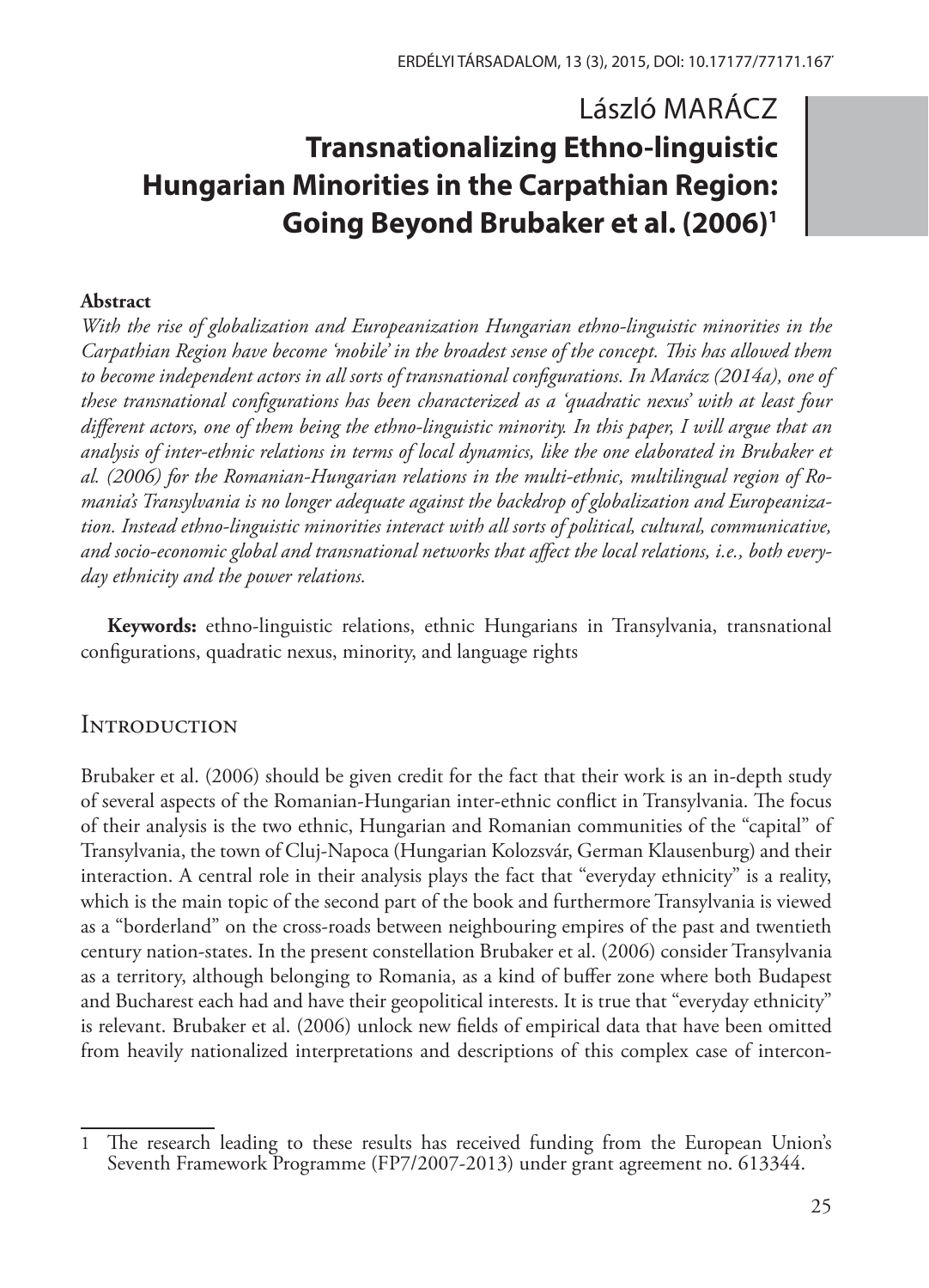# László MARÁCZ

# Transnationalizing Ethno-linguistic Hungarian Minorities in the Carpathian Region: Going Beyond Brubaker et al. (2006)[1]

**Abstract**

*With the rise of globalization and Europeanization Hungarian ethno-linguistic minorities in the Carpathian Region have become 'mobile' in the broadest sense of the concept. This has allowed them to become independent actors in all sorts of transnational configurations. In Marácz (2014a), one of these transnational configurations has been characterized as a 'quadratic nexus' with at least four different actors, one of them being the ethno-linguistic minority. In this paper, I will argue that an analysis of inter-ethnic relations in terms of local dynamics, like the one elaborated in Brubaker et al. (2006) for the Romanian-Hungarian relations in the multi-ethnic, multilingual region of Romania's Transylvania is no longer adequate against the backdrop of globalization and Europeanization. Instead ethno-linguistic minorities interact with all sorts of political, cultural, communicative, and socio-economic global and transnational networks that affect the local relations, i.e., both everyday ethnicity and the power relations.*

**Keywords:** ethno-linguistic relations, ethnic Hungarians in Transylvania, transnational configurations, quadratic nexus, minority, and language rights

## Introduction

Brubaker et al. (2006) should be given credit for the fact that their work is an in-depth study of several aspects of the Romanian-Hungarian inter-ethnic conflict in Transylvania. The focus of their analysis is the two ethnic, Hungarian and Romanian communities of the "capital" of Transylvania, the town of Cluj-Napoca (Hungarian Kolozsvár, German Klausenburg) and their interaction. A central role in their analysis plays the fact that "everyday ethnicity" is a reality, which is the main topic of the second part of the book and furthermore Transylvania is viewed as a "borderland" on the cross-roads between neighbouring empires of the past and twentieth century nation-states. In the present constellation Brubaker et al. (2006) consider Transylvania as a territory, although belonging to Romania, as a kind of buffer zone where both Budapest and Bucharest each had and have their geopolitical interests. It is true that "everyday ethnicity" is relevant. Brubaker et al. (2006) unlock new fields of empirical data that have been omitted from heavily nationalized interpretations and descriptions of this complex case of intercon-

---

[1] The research leading to these results has received funding from the European Union's Seventh Framework Programme (FP7/2007-2013) under grant agreement no. 613344.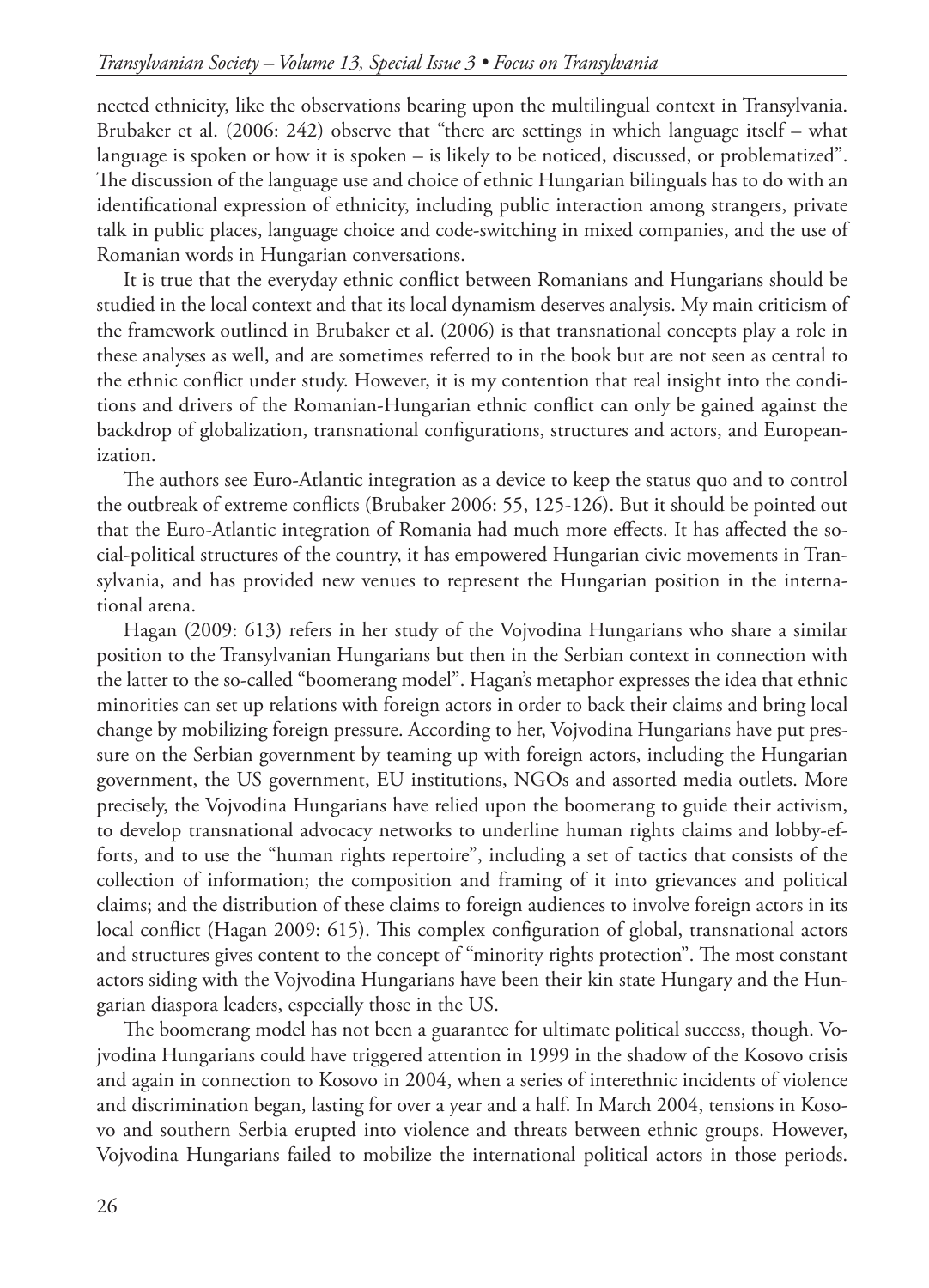nected ethnicity, like the observations bearing upon the multilingual context in Transylvania. Brubaker et al. (2006: 242) observe that "there are settings in which language itself – what language is spoken or how it is spoken – is likely to be noticed, discussed, or problematized". The discussion of the language use and choice of ethnic Hungarian bilinguals has to do with an identificational expression of ethnicity, including public interaction among strangers, private talk in public places, language choice and code-switching in mixed companies, and the use of Romanian words in Hungarian conversations.

It is true that the everyday ethnic conflict between Romanians and Hungarians should be studied in the local context and that its local dynamism deserves analysis. My main criticism of the framework outlined in Brubaker et al. (2006) is that transnational concepts play a role in these analyses as well, and are sometimes referred to in the book but are not seen as central to the ethnic conflict under study. However, it is my contention that real insight into the conditions and drivers of the Romanian-Hungarian ethnic conflict can only be gained against the backdrop of globalization, transnational configurations, structures and actors, and Europeanization.

The authors see Euro-Atlantic integration as a device to keep the status quo and to control the outbreak of extreme conflicts (Brubaker 2006: 55, 125-126). But it should be pointed out that the Euro-Atlantic integration of Romania had much more effects. It has affected the social-political structures of the country, it has empowered Hungarian civic movements in Transylvania, and has provided new venues to represent the Hungarian position in the international arena.

Hagan (2009: 613) refers in her study of the Vojvodina Hungarians who share a similar position to the Transylvanian Hungarians but then in the Serbian context in connection with the latter to the so-called "boomerang model". Hagan's metaphor expresses the idea that ethnic minorities can set up relations with foreign actors in order to back their claims and bring local change by mobilizing foreign pressure. According to her, Vojvodina Hungarians have put pressure on the Serbian government by teaming up with foreign actors, including the Hungarian government, the US government, EU institutions, NGOs and assorted media outlets. More precisely, the Vojvodina Hungarians have relied upon the boomerang to guide their activism, to develop transnational advocacy networks to underline human rights claims and lobby-efforts, and to use the "human rights repertoire", including a set of tactics that consists of the collection of information; the composition and framing of it into grievances and political claims; and the distribution of these claims to foreign audiences to involve foreign actors in its local conflict (Hagan 2009: 615). This complex configuration of global, transnational actors and structures gives content to the concept of "minority rights protection". The most constant actors siding with the Vojvodina Hungarians have been their kin state Hungary and the Hungarian diaspora leaders, especially those in the US.

The boomerang model has not been a guarantee for ultimate political success, though. Vojvodina Hungarians could have triggered attention in 1999 in the shadow of the Kosovo crisis and again in connection to Kosovo in 2004, when a series of interethnic incidents of violence and discrimination began, lasting for over a year and a half. In March 2004, tensions in Kosovo and southern Serbia erupted into violence and threats between ethnic groups. However, Vojvodina Hungarians failed to mobilize the international political actors in those periods.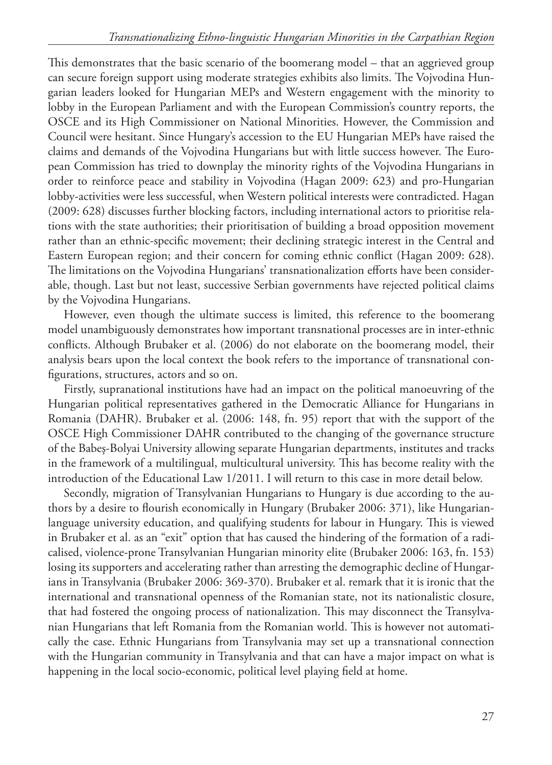This demonstrates that the basic scenario of the boomerang model – that an aggrieved group can secure foreign support using moderate strategies exhibits also limits. The Vojvodina Hungarian leaders looked for Hungarian MEPs and Western engagement with the minority to lobby in the European Parliament and with the European Commission's country reports, the OSCE and its High Commissioner on National Minorities. However, the Commission and Council were hesitant. Since Hungary's accession to the EU Hungarian MEPs have raised the claims and demands of the Vojvodina Hungarians but with little success however. The European Commission has tried to downplay the minority rights of the Vojvodina Hungarians in order to reinforce peace and stability in Vojvodina (Hagan 2009: 623) and pro-Hungarian lobby-activities were less successful, when Western political interests were contradicted. Hagan (2009: 628) discusses further blocking factors, including international actors to prioritise relations with the state authorities; their prioritisation of building a broad opposition movement rather than an ethnic-specific movement; their declining strategic interest in the Central and Eastern European region; and their concern for coming ethnic conflict (Hagan 2009: 628). The limitations on the Vojvodina Hungarians' transnationalization efforts have been considerable, though. Last but not least, successive Serbian governments have rejected political claims by the Vojvodina Hungarians.

However, even though the ultimate success is limited, this reference to the boomerang model unambiguously demonstrates how important transnational processes are in inter-ethnic conflicts. Although Brubaker et al. (2006) do not elaborate on the boomerang model, their analysis bears upon the local context the book refers to the importance of transnational configurations, structures, actors and so on.

Firstly, supranational institutions have had an impact on the political manoeuvring of the Hungarian political representatives gathered in the Democratic Alliance for Hungarians in Romania (DAHR). Brubaker et al. (2006: 148, fn. 95) report that with the support of the OSCE High Commissioner DAHR contributed to the changing of the governance structure of the Babeş-Bolyai University allowing separate Hungarian departments, institutes and tracks in the framework of a multilingual, multicultural university. This has become reality with the introduction of the Educational Law 1/2011. I will return to this case in more detail below.

Secondly, migration of Transylvanian Hungarians to Hungary is due according to the authors by a desire to flourish economically in Hungary (Brubaker 2006: 371), like Hungarian-language university education, and qualifying students for labour in Hungary. This is viewed in Brubaker et al. as an "exit" option that has caused the hindering of the formation of a radicalised, violence-prone Transylvanian Hungarian minority elite (Brubaker 2006: 163, fn. 153) losing its supporters and accelerating rather than arresting the demographic decline of Hungarians in Transylvania (Brubaker 2006: 369-370). Brubaker et al. remark that it is ironic that the international and transnational openness of the Romanian state, not its nationalistic closure, that had fostered the ongoing process of nationalization. This may disconnect the Transylvanian Hungarians that left Romania from the Romanian world. This is however not automatically the case. Ethnic Hungarians from Transylvania may set up a transnational connection with the Hungarian community in Transylvania and that can have a major impact on what is happening in the local socio-economic, political level playing field at home.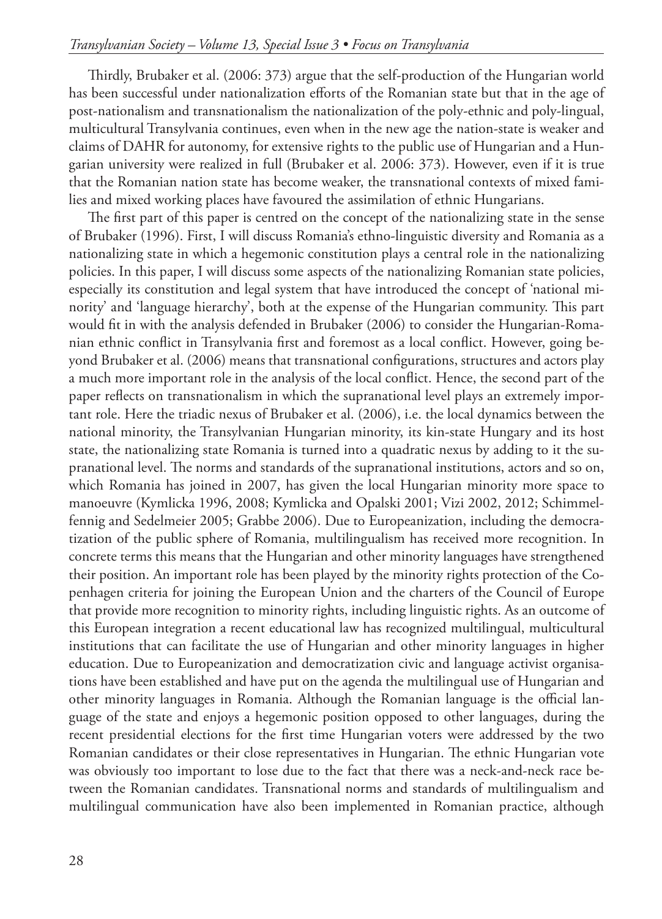Thirdly, Brubaker et al. (2006: 373) argue that the self-production of the Hungarian world has been successful under nationalization efforts of the Romanian state but that in the age of post-nationalism and transnationalism the nationalization of the poly-ethnic and poly-lingual, multicultural Transylvania continues, even when in the new age the nation-state is weaker and claims of DAHR for autonomy, for extensive rights to the public use of Hungarian and a Hungarian university were realized in full (Brubaker et al. 2006: 373). However, even if it is true that the Romanian nation state has become weaker, the transnational contexts of mixed families and mixed working places have favoured the assimilation of ethnic Hungarians.

The first part of this paper is centred on the concept of the nationalizing state in the sense of Brubaker (1996). First, I will discuss Romania's ethno-linguistic diversity and Romania as a nationalizing state in which a hegemonic constitution plays a central role in the nationalizing policies. In this paper, I will discuss some aspects of the nationalizing Romanian state policies, especially its constitution and legal system that have introduced the concept of 'national minority' and 'language hierarchy', both at the expense of the Hungarian community. This part would fit in with the analysis defended in Brubaker (2006) to consider the Hungarian-Romanian ethnic conflict in Transylvania first and foremost as a local conflict. However, going beyond Brubaker et al. (2006) means that transnational configurations, structures and actors play a much more important role in the analysis of the local conflict. Hence, the second part of the paper reflects on transnationalism in which the supranational level plays an extremely important role. Here the triadic nexus of Brubaker et al. (2006), i.e. the local dynamics between the national minority, the Transylvanian Hungarian minority, its kin-state Hungary and its host state, the nationalizing state Romania is turned into a quadratic nexus by adding to it the supranational level. The norms and standards of the supranational institutions, actors and so on, which Romania has joined in 2007, has given the local Hungarian minority more space to manoeuvre (Kymlicka 1996, 2008; Kymlicka and Opalski 2001; Vizi 2002, 2012; Schimmelfennig and Sedelmeier 2005; Grabbe 2006). Due to Europeanization, including the democratization of the public sphere of Romania, multilingualism has received more recognition. In concrete terms this means that the Hungarian and other minority languages have strengthened their position. An important role has been played by the minority rights protection of the Copenhagen criteria for joining the European Union and the charters of the Council of Europe that provide more recognition to minority rights, including linguistic rights. As an outcome of this European integration a recent educational law has recognized multilingual, multicultural institutions that can facilitate the use of Hungarian and other minority languages in higher education. Due to Europeanization and democratization civic and language activist organisations have been established and have put on the agenda the multilingual use of Hungarian and other minority languages in Romania. Although the Romanian language is the official language of the state and enjoys a hegemonic position opposed to other languages, during the recent presidential elections for the first time Hungarian voters were addressed by the two Romanian candidates or their close representatives in Hungarian. The ethnic Hungarian vote was obviously too important to lose due to the fact that there was a neck-and-neck race between the Romanian candidates. Transnational norms and standards of multilingualism and multilingual communication have also been implemented in Romanian practice, although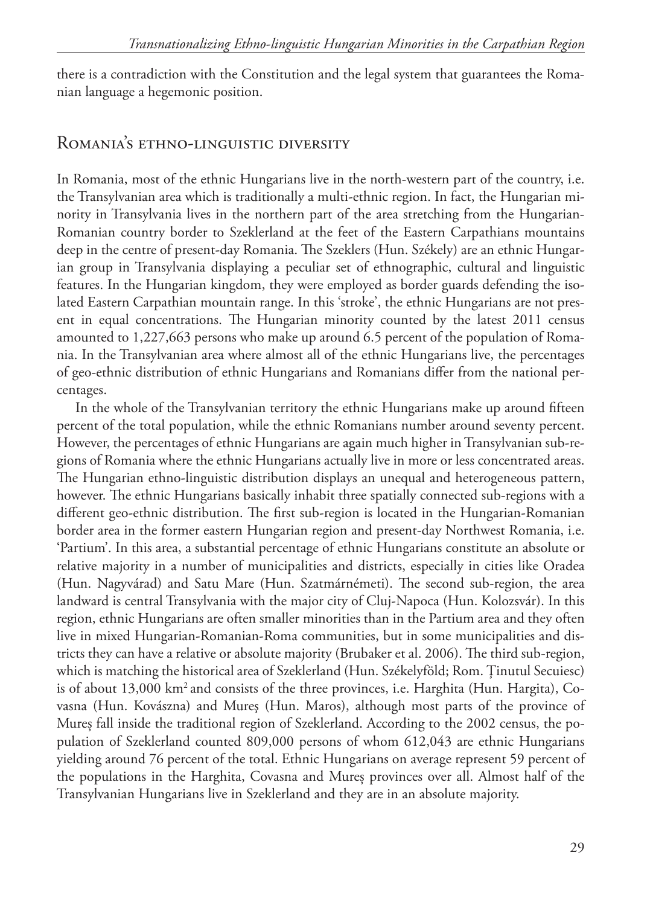there is a contradiction with the Constitution and the legal system that guarantees the Romanian language a hegemonic position.

## Romania's ethno-linguistic diversity

In Romania, most of the ethnic Hungarians live in the north-western part of the country, i.e. the Transylvanian area which is traditionally a multi-ethnic region. In fact, the Hungarian minority in Transylvania lives in the northern part of the area stretching from the Hungarian-Romanian country border to Szeklerland at the feet of the Eastern Carpathians mountains deep in the centre of present-day Romania. The Szeklers (Hun. Székely) are an ethnic Hungarian group in Transylvania displaying a peculiar set of ethnographic, cultural and linguistic features. In the Hungarian kingdom, they were employed as border guards defending the isolated Eastern Carpathian mountain range. In this 'stroke', the ethnic Hungarians are not present in equal concentrations. The Hungarian minority counted by the latest 2011 census amounted to 1,227,663 persons who make up around 6.5 percent of the population of Romania. In the Transylvanian area where almost all of the ethnic Hungarians live, the percentages of geo-ethnic distribution of ethnic Hungarians and Romanians differ from the national percentages.

In the whole of the Transylvanian territory the ethnic Hungarians make up around fifteen percent of the total population, while the ethnic Romanians number around seventy percent. However, the percentages of ethnic Hungarians are again much higher in Transylvanian sub-regions of Romania where the ethnic Hungarians actually live in more or less concentrated areas. The Hungarian ethno-linguistic distribution displays an unequal and heterogeneous pattern, however. The ethnic Hungarians basically inhabit three spatially connected sub-regions with a different geo-ethnic distribution. The first sub-region is located in the Hungarian-Romanian border area in the former eastern Hungarian region and present-day Northwest Romania, i.e. 'Partium'. In this area, a substantial percentage of ethnic Hungarians constitute an absolute or relative majority in a number of municipalities and districts, especially in cities like Oradea (Hun. Nagyvárad) and Satu Mare (Hun. Szatmárnémeti). The second sub-region, the area landward is central Transylvania with the major city of Cluj-Napoca (Hun. Kolozsvár). In this region, ethnic Hungarians are often smaller minorities than in the Partium area and they often live in mixed Hungarian-Romanian-Roma communities, but in some municipalities and districts they can have a relative or absolute majority (Brubaker et al. 2006). The third sub-region, which is matching the historical area of Szeklerland (Hun. Székelyföld; Rom. Ţinutul Secuiesc) is of about 13,000 km$^2$ and consists of the three provinces, i.e. Harghita (Hun. Hargita), Covasna (Hun. Kovászna) and Mureş (Hun. Maros), although most parts of the province of Mureș fall inside the traditional region of Szeklerland. According to the 2002 census, the population of Szeklerland counted 809,000 persons of whom 612,043 are ethnic Hungarians yielding around 76 percent of the total. Ethnic Hungarians on average represent 59 percent of the populations in the Harghita, Covasna and Mureș provinces over all. Almost half of the Transylvanian Hungarians live in Szeklerland and they are in an absolute majority.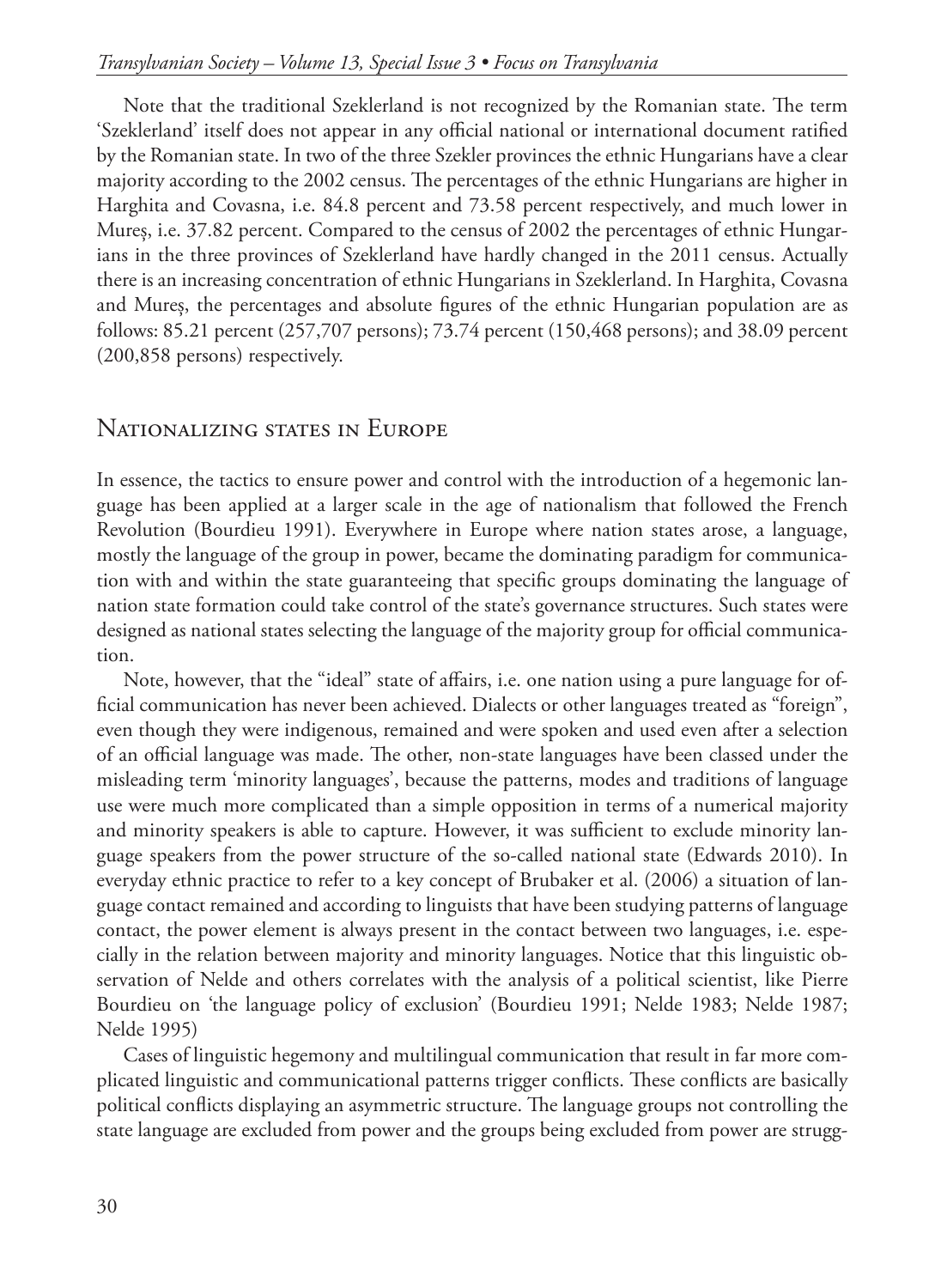Note that the traditional Szeklerland is not recognized by the Romanian state. The term 'Szeklerland' itself does not appear in any official national or international document ratified by the Romanian state. In two of the three Szekler provinces the ethnic Hungarians have a clear majority according to the 2002 census. The percentages of the ethnic Hungarians are higher in Harghita and Covasna, i.e. 84.8 percent and 73.58 percent respectively, and much lower in Mureș, i.e. 37.82 percent. Compared to the census of 2002 the percentages of ethnic Hungarians in the three provinces of Szeklerland have hardly changed in the 2011 census. Actually there is an increasing concentration of ethnic Hungarians in Szeklerland. In Harghita, Covasna and Mureș, the percentages and absolute figures of the ethnic Hungarian population are as follows: 85.21 percent (257,707 persons); 73.74 percent (150,468 persons); and 38.09 percent (200,858 persons) respectively.

## Nationalizing states in Europe

In essence, the tactics to ensure power and control with the introduction of a hegemonic language has been applied at a larger scale in the age of nationalism that followed the French Revolution (Bourdieu 1991). Everywhere in Europe where nation states arose, a language, mostly the language of the group in power, became the dominating paradigm for communication with and within the state guaranteeing that specific groups dominating the language of nation state formation could take control of the state's governance structures. Such states were designed as national states selecting the language of the majority group for official communication.

Note, however, that the "ideal" state of affairs, i.e. one nation using a pure language for official communication has never been achieved. Dialects or other languages treated as "foreign", even though they were indigenous, remained and were spoken and used even after a selection of an official language was made. The other, non-state languages have been classed under the misleading term 'minority languages', because the patterns, modes and traditions of language use were much more complicated than a simple opposition in terms of a numerical majority and minority speakers is able to capture. However, it was sufficient to exclude minority language speakers from the power structure of the so-called national state (Edwards 2010). In everyday ethnic practice to refer to a key concept of Brubaker et al. (2006) a situation of language contact remained and according to linguists that have been studying patterns of language contact, the power element is always present in the contact between two languages, i.e. especially in the relation between majority and minority languages. Notice that this linguistic observation of Nelde and others correlates with the analysis of a political scientist, like Pierre Bourdieu on 'the language policy of exclusion' (Bourdieu 1991; Nelde 1983; Nelde 1987; Nelde 1995)

Cases of linguistic hegemony and multilingual communication that result in far more complicated linguistic and communicational patterns trigger conflicts. These conflicts are basically political conflicts displaying an asymmetric structure. The language groups not controlling the state language are excluded from power and the groups being excluded from power are strugg-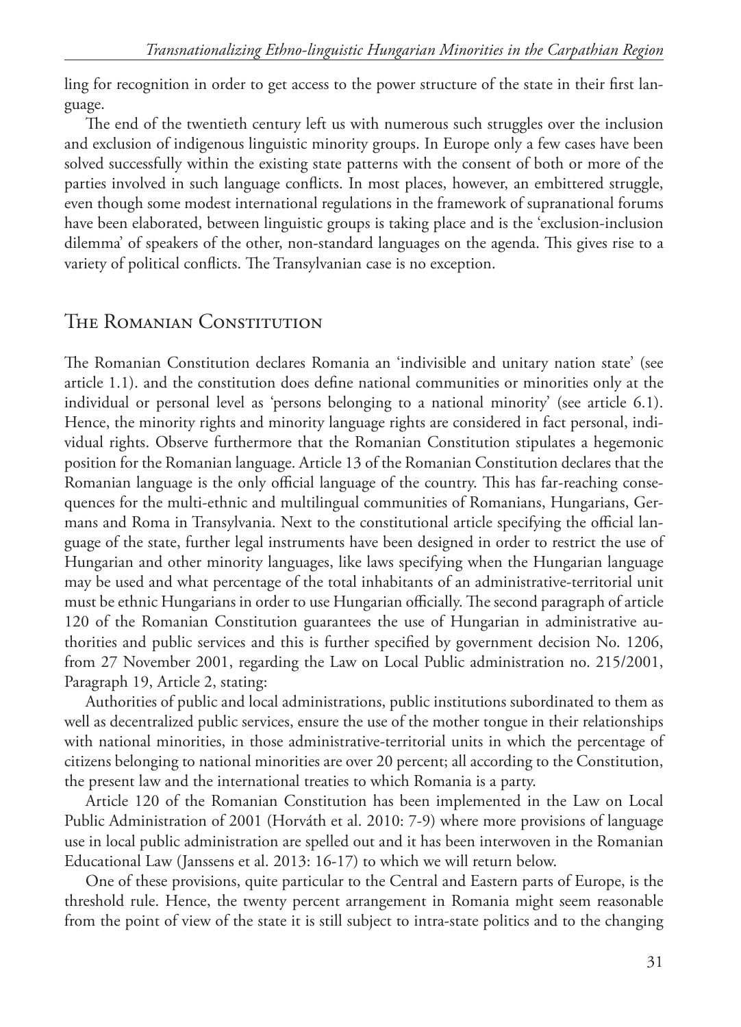ling for recognition in order to get access to the power structure of the state in their first language.

The end of the twentieth century left us with numerous such struggles over the inclusion and exclusion of indigenous linguistic minority groups. In Europe only a few cases have been solved successfully within the existing state patterns with the consent of both or more of the parties involved in such language conflicts. In most places, however, an embittered struggle, even though some modest international regulations in the framework of supranational forums have been elaborated, between linguistic groups is taking place and is the 'exclusion-inclusion dilemma' of speakers of the other, non-standard languages on the agenda. This gives rise to a variety of political conflicts. The Transylvanian case is no exception.

## The Romanian Constitution

The Romanian Constitution declares Romania an 'indivisible and unitary nation state' (see article 1.1). and the constitution does define national communities or minorities only at the individual or personal level as 'persons belonging to a national minority' (see article 6.1). Hence, the minority rights and minority language rights are considered in fact personal, individual rights. Observe furthermore that the Romanian Constitution stipulates a hegemonic position for the Romanian language. Article 13 of the Romanian Constitution declares that the Romanian language is the only official language of the country. This has far-reaching consequences for the multi-ethnic and multilingual communities of Romanians, Hungarians, Germans and Roma in Transylvania. Next to the constitutional article specifying the official language of the state, further legal instruments have been designed in order to restrict the use of Hungarian and other minority languages, like laws specifying when the Hungarian language may be used and what percentage of the total inhabitants of an administrative-territorial unit must be ethnic Hungarians in order to use Hungarian officially. The second paragraph of article 120 of the Romanian Constitution guarantees the use of Hungarian in administrative authorities and public services and this is further specified by government decision No. 1206, from 27 November 2001, regarding the Law on Local Public administration no. 215/2001, Paragraph 19, Article 2, stating:

Authorities of public and local administrations, public institutions subordinated to them as well as decentralized public services, ensure the use of the mother tongue in their relationships with national minorities, in those administrative-territorial units in which the percentage of citizens belonging to national minorities are over 20 percent; all according to the Constitution, the present law and the international treaties to which Romania is a party.

Article 120 of the Romanian Constitution has been implemented in the Law on Local Public Administration of 2001 (Horváth et al. 2010: 7-9) where more provisions of language use in local public administration are spelled out and it has been interwoven in the Romanian Educational Law (Janssens et al. 2013: 16-17) to which we will return below.

One of these provisions, quite particular to the Central and Eastern parts of Europe, is the threshold rule. Hence, the twenty percent arrangement in Romania might seem reasonable from the point of view of the state it is still subject to intra-state politics and to the changing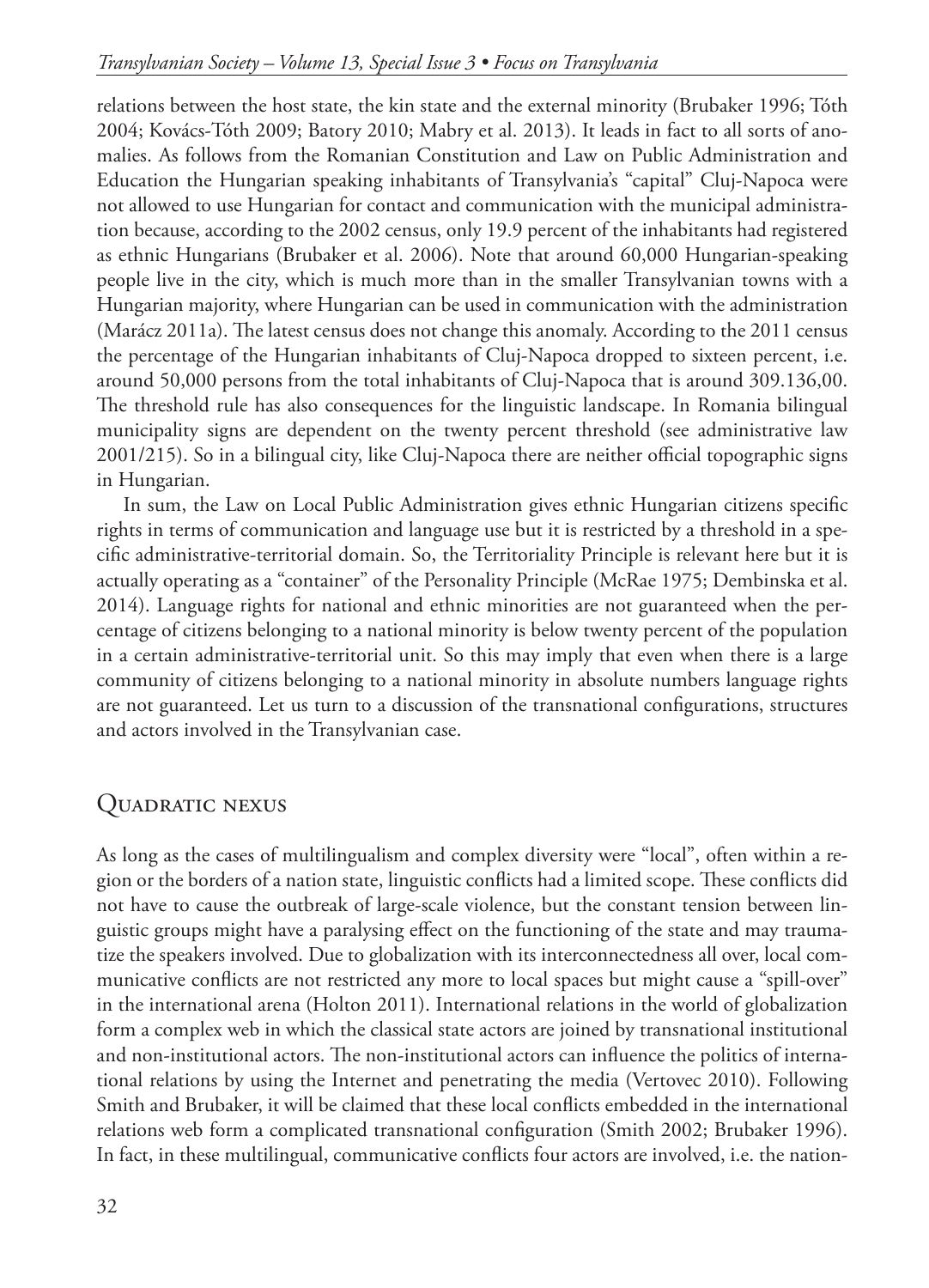relations between the host state, the kin state and the external minority (Brubaker 1996; Tóth 2004; Kovács-Tóth 2009; Batory 2010; Mabry et al. 2013). It leads in fact to all sorts of anomalies. As follows from the Romanian Constitution and Law on Public Administration and Education the Hungarian speaking inhabitants of Transylvania's "capital" Cluj-Napoca were not allowed to use Hungarian for contact and communication with the municipal administration because, according to the 2002 census, only 19.9 percent of the inhabitants had registered as ethnic Hungarians (Brubaker et al. 2006). Note that around 60,000 Hungarian-speaking people live in the city, which is much more than in the smaller Transylvanian towns with a Hungarian majority, where Hungarian can be used in communication with the administration (Marácz 2011a). The latest census does not change this anomaly. According to the 2011 census the percentage of the Hungarian inhabitants of Cluj-Napoca dropped to sixteen percent, i.e. around 50,000 persons from the total inhabitants of Cluj-Napoca that is around 309.136,00. The threshold rule has also consequences for the linguistic landscape. In Romania bilingual municipality signs are dependent on the twenty percent threshold (see administrative law 2001/215). So in a bilingual city, like Cluj-Napoca there are neither official topographic signs in Hungarian.

In sum, the Law on Local Public Administration gives ethnic Hungarian citizens specific rights in terms of communication and language use but it is restricted by a threshold in a specific administrative-territorial domain. So, the Territoriality Principle is relevant here but it is actually operating as a "container" of the Personality Principle (McRae 1975; Dembinska et al. 2014). Language rights for national and ethnic minorities are not guaranteed when the percentage of citizens belonging to a national minority is below twenty percent of the population in a certain administrative-territorial unit. So this may imply that even when there is a large community of citizens belonging to a national minority in absolute numbers language rights are not guaranteed. Let us turn to a discussion of the transnational configurations, structures and actors involved in the Transylvanian case.

## Quadratic nexus

As long as the cases of multilingualism and complex diversity were "local", often within a region or the borders of a nation state, linguistic conflicts had a limited scope. These conflicts did not have to cause the outbreak of large-scale violence, but the constant tension between linguistic groups might have a paralysing effect on the functioning of the state and may traumatize the speakers involved. Due to globalization with its interconnectedness all over, local communicative conflicts are not restricted any more to local spaces but might cause a "spill-over" in the international arena (Holton 2011). International relations in the world of globalization form a complex web in which the classical state actors are joined by transnational institutional and non-institutional actors. The non-institutional actors can influence the politics of international relations by using the Internet and penetrating the media (Vertovec 2010). Following Smith and Brubaker, it will be claimed that these local conflicts embedded in the international relations web form a complicated transnational configuration (Smith 2002; Brubaker 1996). In fact, in these multilingual, communicative conflicts four actors are involved, i.e. the nation-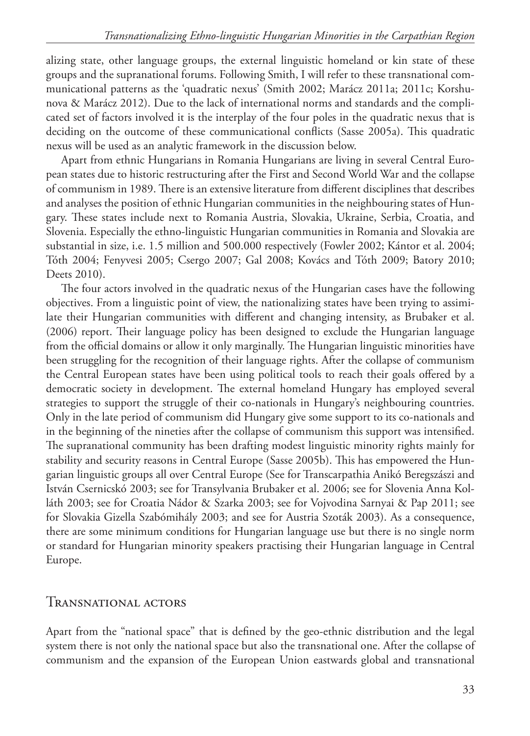alizing state, other language groups, the external linguistic homeland or kin state of these groups and the supranational forums. Following Smith, I will refer to these transnational communicational patterns as the 'quadratic nexus' (Smith 2002; Marácz 2011a; 2011c; Korshunova & Marácz 2012). Due to the lack of international norms and standards and the complicated set of factors involved it is the interplay of the four poles in the quadratic nexus that is deciding on the outcome of these communicational conflicts (Sasse 2005a). This quadratic nexus will be used as an analytic framework in the discussion below.

Apart from ethnic Hungarians in Romania Hungarians are living in several Central European states due to historic restructuring after the First and Second World War and the collapse of communism in 1989. There is an extensive literature from different disciplines that describes and analyses the position of ethnic Hungarian communities in the neighbouring states of Hungary. These states include next to Romania Austria, Slovakia, Ukraine, Serbia, Croatia, and Slovenia. Especially the ethno-linguistic Hungarian communities in Romania and Slovakia are substantial in size, i.e. 1.5 million and 500.000 respectively (Fowler 2002; Kántor et al. 2004; Tóth 2004; Fenyvesi 2005; Csergo 2007; Gal 2008; Kovács and Tóth 2009; Batory 2010; Deets 2010).

The four actors involved in the quadratic nexus of the Hungarian cases have the following objectives. From a linguistic point of view, the nationalizing states have been trying to assimilate their Hungarian communities with different and changing intensity, as Brubaker et al. (2006) report. Their language policy has been designed to exclude the Hungarian language from the official domains or allow it only marginally. The Hungarian linguistic minorities have been struggling for the recognition of their language rights. After the collapse of communism the Central European states have been using political tools to reach their goals offered by a democratic society in development. The external homeland Hungary has employed several strategies to support the struggle of their co-nationals in Hungary's neighbouring countries. Only in the late period of communism did Hungary give some support to its co-nationals and in the beginning of the nineties after the collapse of communism this support was intensified. The supranational community has been drafting modest linguistic minority rights mainly for stability and security reasons in Central Europe (Sasse 2005b). This has empowered the Hungarian linguistic groups all over Central Europe (See for Transcarpathia Anikó Beregszászi and István Csernicskó 2003; see for Transylvania Brubaker et al. 2006; see for Slovenia Anna Kolláth 2003; see for Croatia Nádor & Szarka 2003; see for Vojvodina Sarnyai & Pap 2011; see for Slovakia Gizella Szabómihály 2003; and see for Austria Szoták 2003). As a consequence, there are some minimum conditions for Hungarian language use but there is no single norm or standard for Hungarian minority speakers practising their Hungarian language in Central Europe.

## Transnational actors

Apart from the "national space" that is defined by the geo-ethnic distribution and the legal system there is not only the national space but also the transnational one. After the collapse of communism and the expansion of the European Union eastwards global and transnational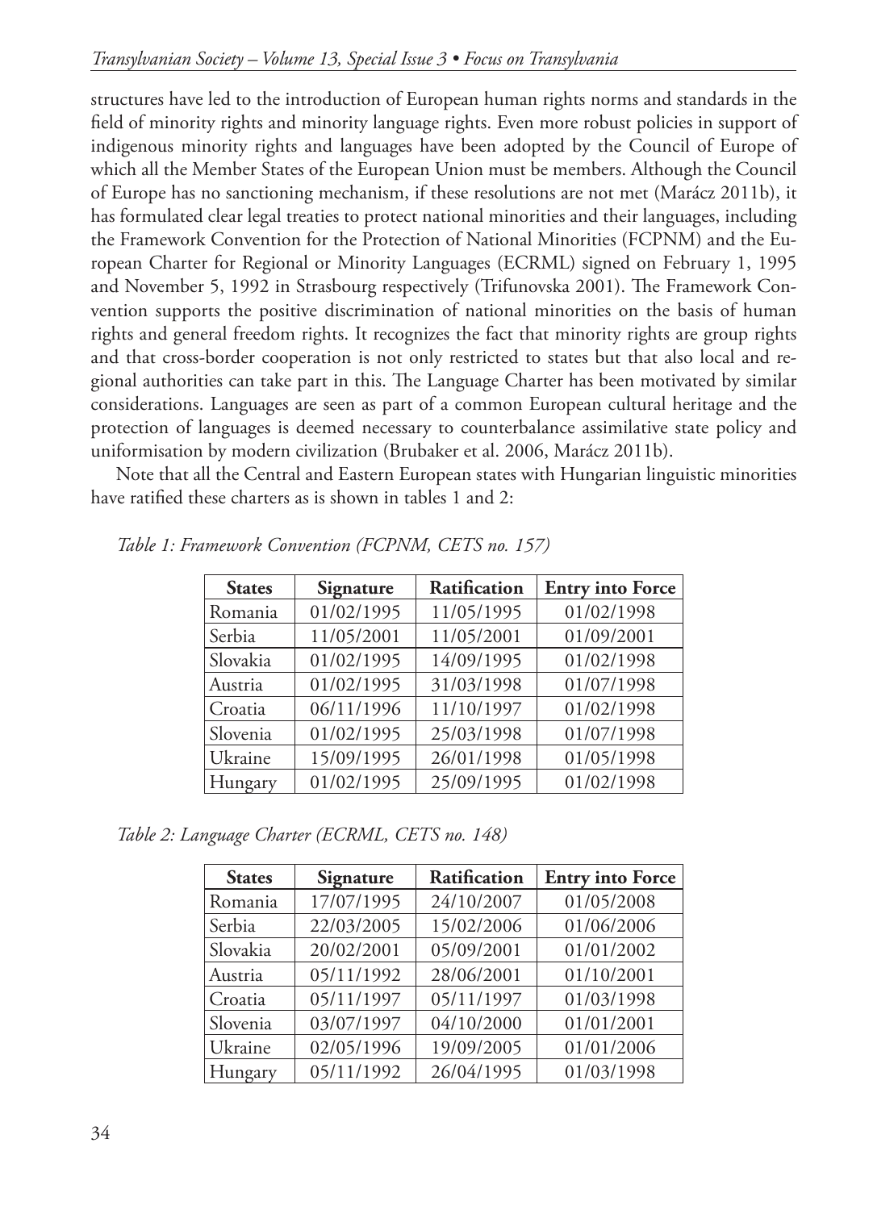structures have led to the introduction of European human rights norms and standards in the field of minority rights and minority language rights. Even more robust policies in support of indigenous minority rights and languages have been adopted by the Council of Europe of which all the Member States of the European Union must be members. Although the Council of Europe has no sanctioning mechanism, if these resolutions are not met (Marácz 2011b), it has formulated clear legal treaties to protect national minorities and their languages, including the Framework Convention for the Protection of National Minorities (FCPNM) and the European Charter for Regional or Minority Languages (ECRML) signed on February 1, 1995 and November 5, 1992 in Strasbourg respectively (Trifunovska 2001). The Framework Convention supports the positive discrimination of national minorities on the basis of human rights and general freedom rights. It recognizes the fact that minority rights are group rights and that cross-border cooperation is not only restricted to states but that also local and regional authorities can take part in this. The Language Charter has been motivated by similar considerations. Languages are seen as part of a common European cultural heritage and the protection of languages is deemed necessary to counterbalance assimilative state policy and uniformisation by modern civilization (Brubaker et al. 2006, Marácz 2011b).

Note that all the Central and Eastern European states with Hungarian linguistic minorities have ratified these charters as is shown in tables 1 and 2:

*Table 1: Framework Convention (FCPNM, CETS no. 157)*

| States | Signature | Ratification | Entry into Force |
|---|---|---|---|
| Romania | 01/02/1995 | 11/05/1995 | 01/02/1998 |
| Serbia | 11/05/2001 | 11/05/2001 | 01/09/2001 |
| Slovakia | 01/02/1995 | 14/09/1995 | 01/02/1998 |
| Austria | 01/02/1995 | 31/03/1998 | 01/07/1998 |
| Croatia | 06/11/1996 | 11/10/1997 | 01/02/1998 |
| Slovenia | 01/02/1995 | 25/03/1998 | 01/07/1998 |
| Ukraine | 15/09/1995 | 26/01/1998 | 01/05/1998 |
| Hungary | 01/02/1995 | 25/09/1995 | 01/02/1998 |

*Table 2: Language Charter (ECRML, CETS no. 148)*

| States | Signature | Ratification | Entry into Force |
|---|---|---|---|
| Romania | 17/07/1995 | 24/10/2007 | 01/05/2008 |
| Serbia | 22/03/2005 | 15/02/2006 | 01/06/2006 |
| Slovakia | 20/02/2001 | 05/09/2001 | 01/01/2002 |
| Austria | 05/11/1992 | 28/06/2001 | 01/10/2001 |
| Croatia | 05/11/1997 | 05/11/1997 | 01/03/1998 |
| Slovenia | 03/07/1997 | 04/10/2000 | 01/01/2001 |
| Ukraine | 02/05/1996 | 19/09/2005 | 01/01/2006 |
| Hungary | 05/11/1992 | 26/04/1995 | 01/03/1998 |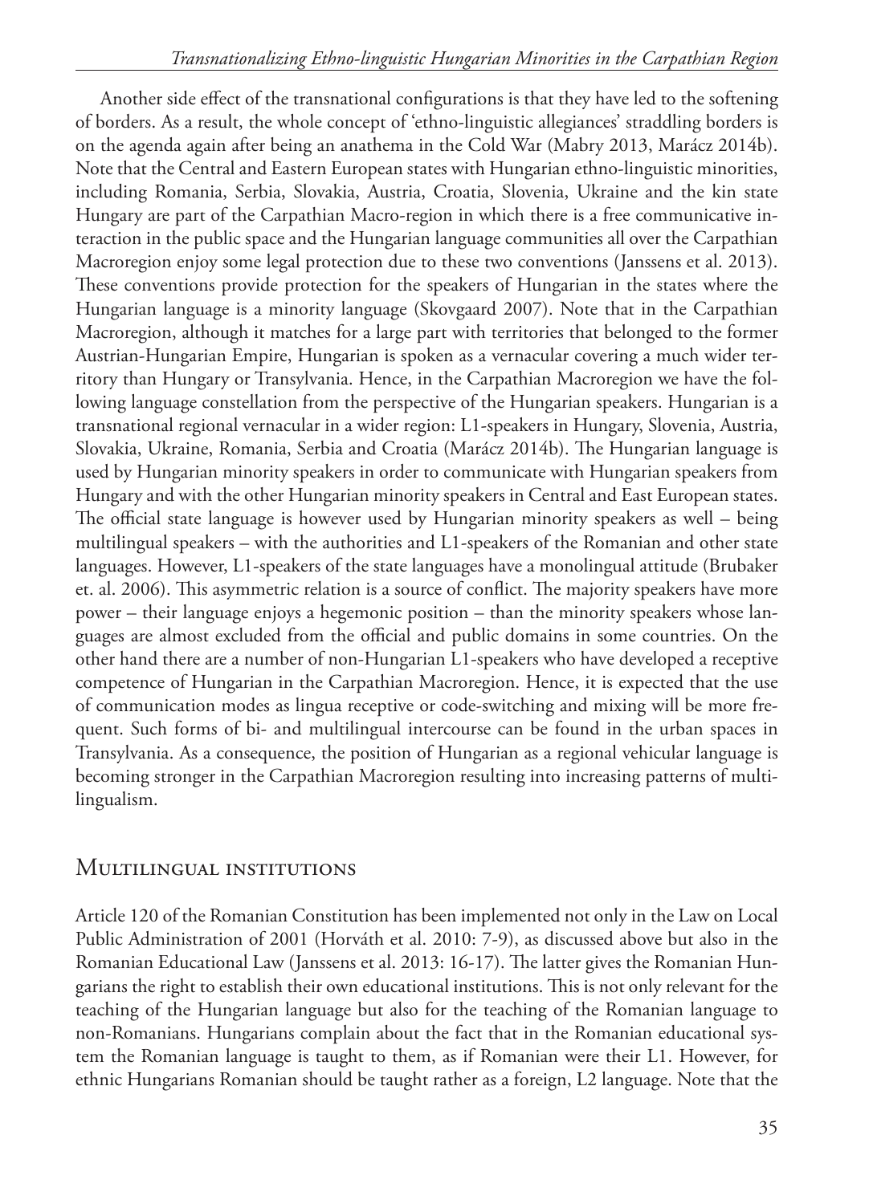Another side effect of the transnational configurations is that they have led to the softening of borders. As a result, the whole concept of 'ethno-linguistic allegiances' straddling borders is on the agenda again after being an anathema in the Cold War (Mabry 2013, Marácz 2014b). Note that the Central and Eastern European states with Hungarian ethno-linguistic minorities, including Romania, Serbia, Slovakia, Austria, Croatia, Slovenia, Ukraine and the kin state Hungary are part of the Carpathian Macro-region in which there is a free communicative interaction in the public space and the Hungarian language communities all over the Carpathian Macroregion enjoy some legal protection due to these two conventions (Janssens et al. 2013). These conventions provide protection for the speakers of Hungarian in the states where the Hungarian language is a minority language (Skovgaard 2007). Note that in the Carpathian Macroregion, although it matches for a large part with territories that belonged to the former Austrian-Hungarian Empire, Hungarian is spoken as a vernacular covering a much wider territory than Hungary or Transylvania. Hence, in the Carpathian Macroregion we have the following language constellation from the perspective of the Hungarian speakers. Hungarian is a transnational regional vernacular in a wider region: L1-speakers in Hungary, Slovenia, Austria, Slovakia, Ukraine, Romania, Serbia and Croatia (Marácz 2014b). The Hungarian language is used by Hungarian minority speakers in order to communicate with Hungarian speakers from Hungary and with the other Hungarian minority speakers in Central and East European states. The official state language is however used by Hungarian minority speakers as well – being multilingual speakers – with the authorities and L1-speakers of the Romanian and other state languages. However, L1-speakers of the state languages have a monolingual attitude (Brubaker et. al. 2006). This asymmetric relation is a source of conflict. The majority speakers have more power – their language enjoys a hegemonic position – than the minority speakers whose languages are almost excluded from the official and public domains in some countries. On the other hand there are a number of non-Hungarian L1-speakers who have developed a receptive competence of Hungarian in the Carpathian Macroregion. Hence, it is expected that the use of communication modes as lingua receptive or code-switching and mixing will be more frequent. Such forms of bi- and multilingual intercourse can be found in the urban spaces in Transylvania. As a consequence, the position of Hungarian as a regional vehicular language is becoming stronger in the Carpathian Macroregion resulting into increasing patterns of multilingualism.

## Multilingual institutions

Article 120 of the Romanian Constitution has been implemented not only in the Law on Local Public Administration of 2001 (Horváth et al. 2010: 7-9), as discussed above but also in the Romanian Educational Law (Janssens et al. 2013: 16-17). The latter gives the Romanian Hungarians the right to establish their own educational institutions. This is not only relevant for the teaching of the Hungarian language but also for the teaching of the Romanian language to non-Romanians. Hungarians complain about the fact that in the Romanian educational system the Romanian language is taught to them, as if Romanian were their L1. However, for ethnic Hungarians Romanian should be taught rather as a foreign, L2 language. Note that the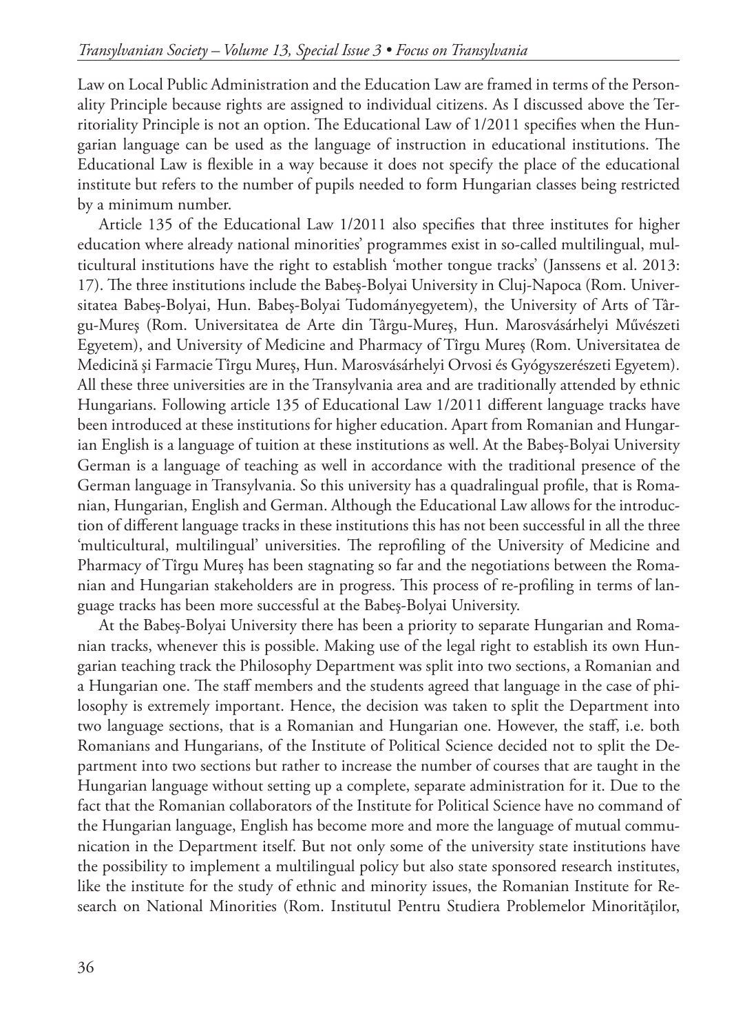Law on Local Public Administration and the Education Law are framed in terms of the Personality Principle because rights are assigned to individual citizens. As I discussed above the Territoriality Principle is not an option. The Educational Law of 1/2011 specifies when the Hungarian language can be used as the language of instruction in educational institutions. The Educational Law is flexible in a way because it does not specify the place of the educational institute but refers to the number of pupils needed to form Hungarian classes being restricted by a minimum number.

Article 135 of the Educational Law 1/2011 also specifies that three institutes for higher education where already national minorities' programmes exist in so-called multilingual, multicultural institutions have the right to establish 'mother tongue tracks' (Janssens et al. 2013: 17). The three institutions include the Babeş-Bolyai University in Cluj-Napoca (Rom. Universitatea Babeş-Bolyai, Hun. Babeş-Bolyai Tudományegyetem), the University of Arts of Târgu-Mureş (Rom. Universitatea de Arte din Târgu-Mureş, Hun. Marosvásárhelyi Művészeti Egyetem), and University of Medicine and Pharmacy of Tîrgu Mureş (Rom. Universitatea de Medicină şi Farmacie Tîrgu Mureş, Hun. Marosvásárhelyi Orvosi és Gyógyszerészeti Egyetem). All these three universities are in the Transylvania area and are traditionally attended by ethnic Hungarians. Following article 135 of Educational Law 1/2011 different language tracks have been introduced at these institutions for higher education. Apart from Romanian and Hungarian English is a language of tuition at these institutions as well. At the Babeş-Bolyai University German is a language of teaching as well in accordance with the traditional presence of the German language in Transylvania. So this university has a quadralingual profile, that is Romanian, Hungarian, English and German. Although the Educational Law allows for the introduction of different language tracks in these institutions this has not been successful in all the three 'multicultural, multilingual' universities. The reprofiling of the University of Medicine and Pharmacy of Tîrgu Mureş has been stagnating so far and the negotiations between the Romanian and Hungarian stakeholders are in progress. This process of re-profiling in terms of language tracks has been more successful at the Babeş-Bolyai University.

At the Babeş-Bolyai University there has been a priority to separate Hungarian and Romanian tracks, whenever this is possible. Making use of the legal right to establish its own Hungarian teaching track the Philosophy Department was split into two sections, a Romanian and a Hungarian one. The staff members and the students agreed that language in the case of philosophy is extremely important. Hence, the decision was taken to split the Department into two language sections, that is a Romanian and Hungarian one. However, the staff, i.e. both Romanians and Hungarians, of the Institute of Political Science decided not to split the Department into two sections but rather to increase the number of courses that are taught in the Hungarian language without setting up a complete, separate administration for it. Due to the fact that the Romanian collaborators of the Institute for Political Science have no command of the Hungarian language, English has become more and more the language of mutual communication in the Department itself. But not only some of the university state institutions have the possibility to implement a multilingual policy but also state sponsored research institutes, like the institute for the study of ethnic and minority issues, the Romanian Institute for Research on National Minorities (Rom. Institutul Pentru Studiera Problemelor Minorităţilor,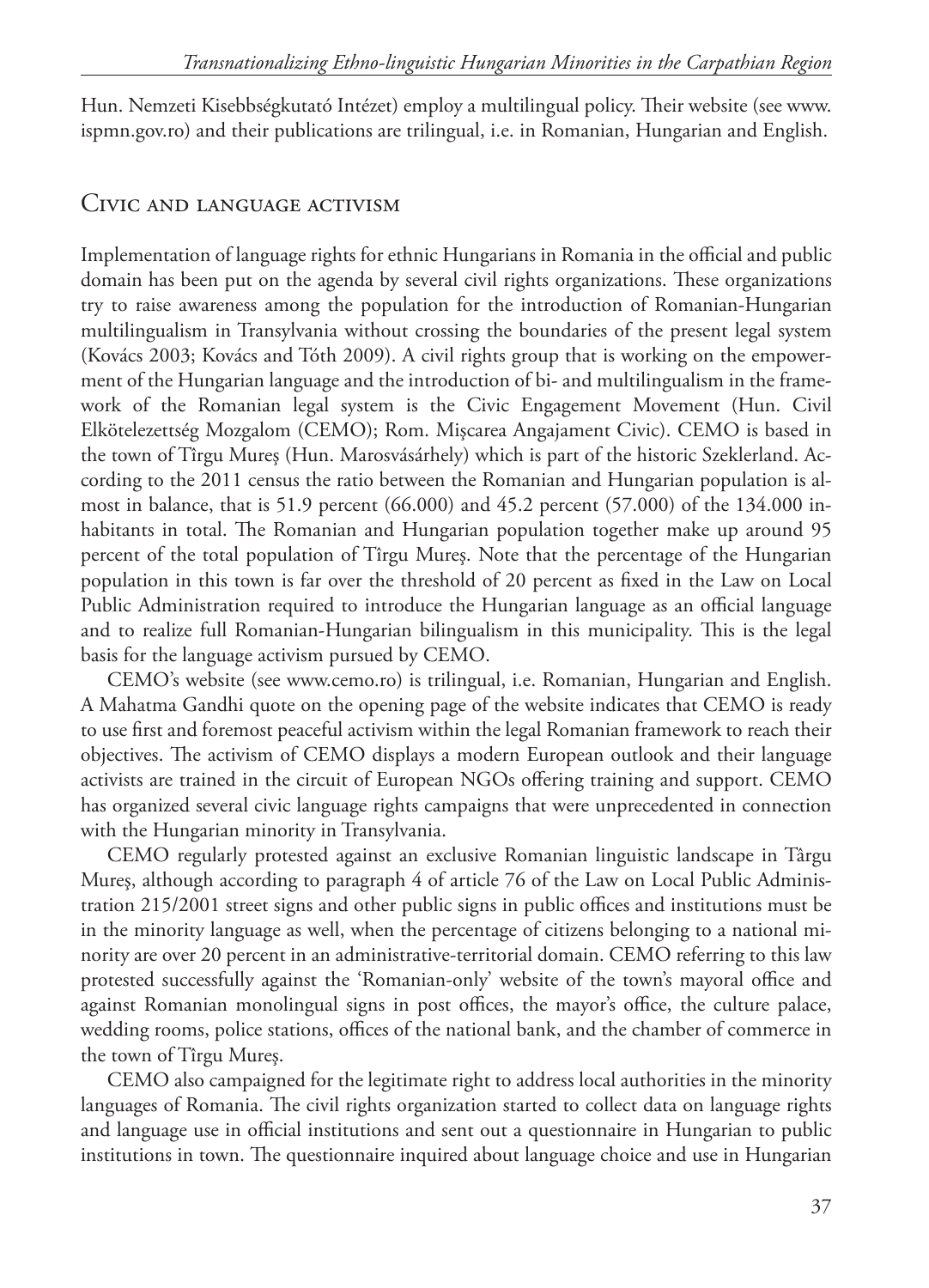Hun. Nemzeti Kisebbségkutató Intézet) employ a multilingual policy. Their website (see www.ispmn.gov.ro) and their publications are trilingual, i.e. in Romanian, Hungarian and English.

## Civic and language activism

Implementation of language rights for ethnic Hungarians in Romania in the official and public domain has been put on the agenda by several civil rights organizations. These organizations try to raise awareness among the population for the introduction of Romanian-Hungarian multilingualism in Transylvania without crossing the boundaries of the present legal system (Kovács 2003; Kovács and Tóth 2009). A civil rights group that is working on the empowerment of the Hungarian language and the introduction of bi- and multilingualism in the framework of the Romanian legal system is the Civic Engagement Movement (Hun. Civil Elkötelezettség Mozgalom (CEMO); Rom. Mişcarea Angajament Civic). CEMO is based in the town of Tîrgu Mureş (Hun. Marosvásárhely) which is part of the historic Szeklerland. According to the 2011 census the ratio between the Romanian and Hungarian population is almost in balance, that is 51.9 percent (66.000) and 45.2 percent (57.000) of the 134.000 inhabitants in total. The Romanian and Hungarian population together make up around 95 percent of the total population of Tîrgu Mureş. Note that the percentage of the Hungarian population in this town is far over the threshold of 20 percent as fixed in the Law on Local Public Administration required to introduce the Hungarian language as an official language and to realize full Romanian-Hungarian bilingualism in this municipality. This is the legal basis for the language activism pursued by CEMO.

CEMO's website (see www.cemo.ro) is trilingual, i.e. Romanian, Hungarian and English. A Mahatma Gandhi quote on the opening page of the website indicates that CEMO is ready to use first and foremost peaceful activism within the legal Romanian framework to reach their objectives. The activism of CEMO displays a modern European outlook and their language activists are trained in the circuit of European NGOs offering training and support. CEMO has organized several civic language rights campaigns that were unprecedented in connection with the Hungarian minority in Transylvania.

CEMO regularly protested against an exclusive Romanian linguistic landscape in Târgu Mureş, although according to paragraph 4 of article 76 of the Law on Local Public Administration 215/2001 street signs and other public signs in public offices and institutions must be in the minority language as well, when the percentage of citizens belonging to a national minority are over 20 percent in an administrative-territorial domain. CEMO referring to this law protested successfully against the 'Romanian-only' website of the town's mayoral office and against Romanian monolingual signs in post offices, the mayor's office, the culture palace, wedding rooms, police stations, offices of the national bank, and the chamber of commerce in the town of Tîrgu Mureş.

CEMO also campaigned for the legitimate right to address local authorities in the minority languages of Romania. The civil rights organization started to collect data on language rights and language use in official institutions and sent out a questionnaire in Hungarian to public institutions in town. The questionnaire inquired about language choice and use in Hungarian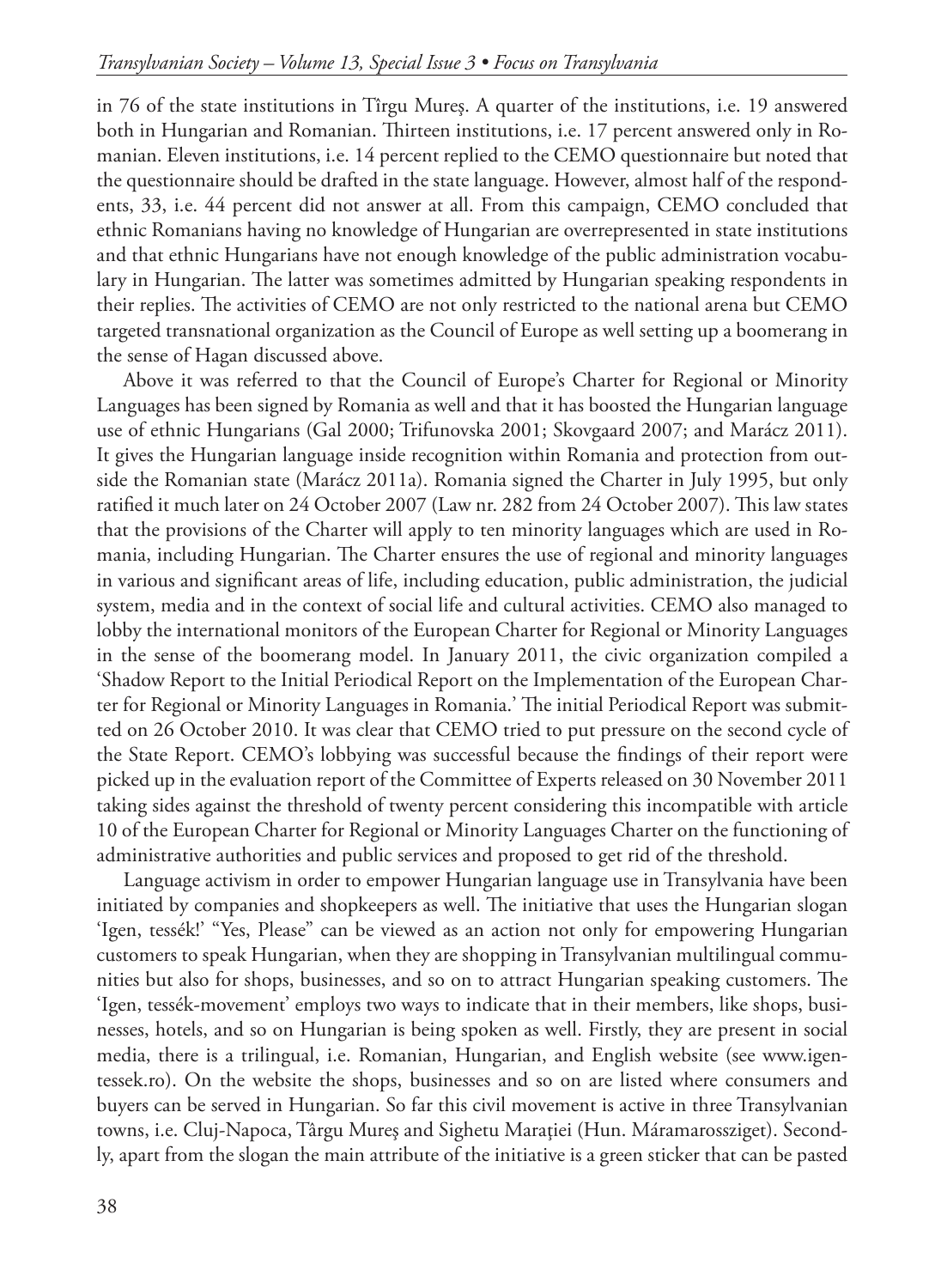in 76 of the state institutions in Tîrgu Mureş. A quarter of the institutions, i.e. 19 answered both in Hungarian and Romanian. Thirteen institutions, i.e. 17 percent answered only in Romanian. Eleven institutions, i.e. 14 percent replied to the CEMO questionnaire but noted that the questionnaire should be drafted in the state language. However, almost half of the respondents, 33, i.e. 44 percent did not answer at all. From this campaign, CEMO concluded that ethnic Romanians having no knowledge of Hungarian are overrepresented in state institutions and that ethnic Hungarians have not enough knowledge of the public administration vocabulary in Hungarian. The latter was sometimes admitted by Hungarian speaking respondents in their replies. The activities of CEMO are not only restricted to the national arena but CEMO targeted transnational organization as the Council of Europe as well setting up a boomerang in the sense of Hagan discussed above.

Above it was referred to that the Council of Europe's Charter for Regional or Minority Languages has been signed by Romania as well and that it has boosted the Hungarian language use of ethnic Hungarians (Gal 2000; Trifunovska 2001; Skovgaard 2007; and Marácz 2011). It gives the Hungarian language inside recognition within Romania and protection from outside the Romanian state (Marácz 2011a). Romania signed the Charter in July 1995, but only ratified it much later on 24 October 2007 (Law nr. 282 from 24 October 2007). This law states that the provisions of the Charter will apply to ten minority languages which are used in Romania, including Hungarian. The Charter ensures the use of regional and minority languages in various and significant areas of life, including education, public administration, the judicial system, media and in the context of social life and cultural activities. CEMO also managed to lobby the international monitors of the European Charter for Regional or Minority Languages in the sense of the boomerang model. In January 2011, the civic organization compiled a 'Shadow Report to the Initial Periodical Report on the Implementation of the European Charter for Regional or Minority Languages in Romania.' The initial Periodical Report was submitted on 26 October 2010. It was clear that CEMO tried to put pressure on the second cycle of the State Report. CEMO's lobbying was successful because the findings of their report were picked up in the evaluation report of the Committee of Experts released on 30 November 2011 taking sides against the threshold of twenty percent considering this incompatible with article 10 of the European Charter for Regional or Minority Languages Charter on the functioning of administrative authorities and public services and proposed to get rid of the threshold.

Language activism in order to empower Hungarian language use in Transylvania have been initiated by companies and shopkeepers as well. The initiative that uses the Hungarian slogan 'Igen, tessék!' "Yes, Please" can be viewed as an action not only for empowering Hungarian customers to speak Hungarian, when they are shopping in Transylvanian multilingual communities but also for shops, businesses, and so on to attract Hungarian speaking customers. The 'Igen, tessék-movement' employs two ways to indicate that in their members, like shops, businesses, hotels, and so on Hungarian is being spoken as well. Firstly, they are present in social media, there is a trilingual, i.e. Romanian, Hungarian, and English website (see www.igentessek.ro). On the website the shops, businesses and so on are listed where consumers and buyers can be served in Hungarian. So far this civil movement is active in three Transylvanian towns, i.e. Cluj-Napoca, Târgu Mureş and Sighetu Maraţiei (Hun. Máramarossziget). Secondly, apart from the slogan the main attribute of the initiative is a green sticker that can be pasted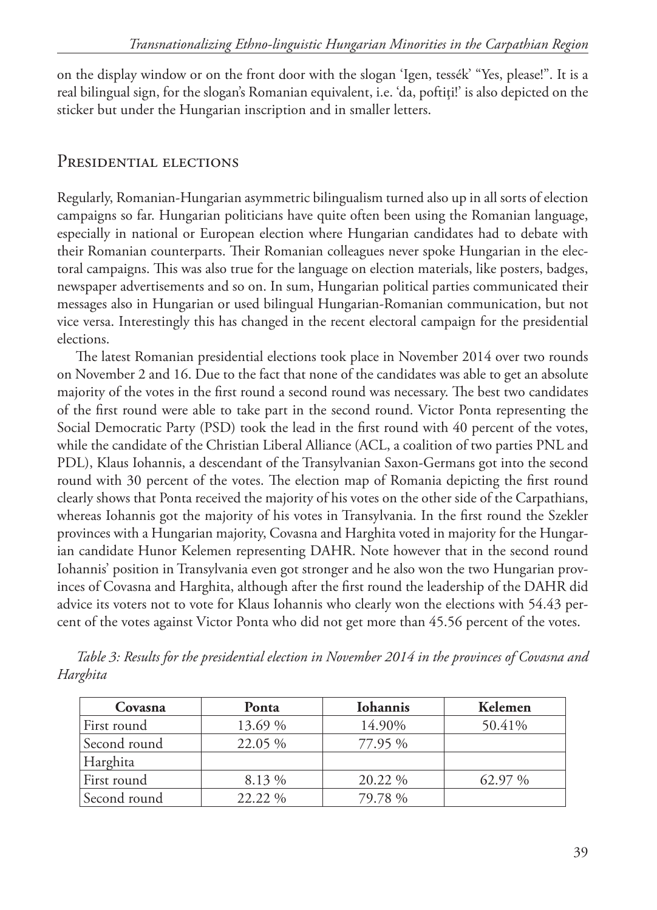on the display window or on the front door with the slogan 'Igen, tessék' "Yes, please!". It is a real bilingual sign, for the slogan's Romanian equivalent, i.e. 'da, poftiţi!' is also depicted on the sticker but under the Hungarian inscription and in smaller letters.

## Presidential elections

Regularly, Romanian-Hungarian asymmetric bilingualism turned also up in all sorts of election campaigns so far. Hungarian politicians have quite often been using the Romanian language, especially in national or European election where Hungarian candidates had to debate with their Romanian counterparts. Their Romanian colleagues never spoke Hungarian in the electoral campaigns. This was also true for the language on election materials, like posters, badges, newspaper advertisements and so on. In sum, Hungarian political parties communicated their messages also in Hungarian or used bilingual Hungarian-Romanian communication, but not vice versa. Interestingly this has changed in the recent electoral campaign for the presidential elections.

The latest Romanian presidential elections took place in November 2014 over two rounds on November 2 and 16. Due to the fact that none of the candidates was able to get an absolute majority of the votes in the first round a second round was necessary. The best two candidates of the first round were able to take part in the second round. Victor Ponta representing the Social Democratic Party (PSD) took the lead in the first round with 40 percent of the votes, while the candidate of the Christian Liberal Alliance (ACL, a coalition of two parties PNL and PDL), Klaus Iohannis, a descendant of the Transylvanian Saxon-Germans got into the second round with 30 percent of the votes. The election map of Romania depicting the first round clearly shows that Ponta received the majority of his votes on the other side of the Carpathians, whereas Iohannis got the majority of his votes in Transylvania. In the first round the Szekler provinces with a Hungarian majority, Covasna and Harghita voted in majority for the Hungarian candidate Hunor Kelemen representing DAHR. Note however that in the second round Iohannis' position in Transylvania even got stronger and he also won the two Hungarian provinces of Covasna and Harghita, although after the first round the leadership of the DAHR did advice its voters not to vote for Klaus Iohannis who clearly won the elections with 54.43 percent of the votes against Victor Ponta who did not get more than 45.56 percent of the votes.

*Table 3: Results for the presidential election in November 2014 in the provinces of Covasna and Harghita*

| Covasna | Ponta | Iohannis | Kelemen |
|---|---|---|---|
| First round | 13.69 % | 14.90% | 50.41% |
| Second round | 22.05 % | 77.95 % | |
| Harghita | | | |
| First round | 8.13 % | 20.22 % | 62.97 % |
| Second round | 22.22 % | 79.78 % | |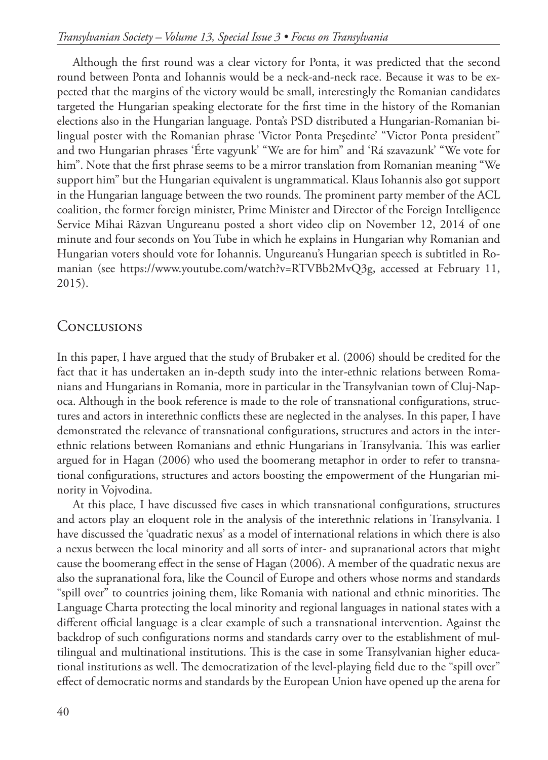Although the first round was a clear victory for Ponta, it was predicted that the second round between Ponta and Iohannis would be a neck-and-neck race. Because it was to be expected that the margins of the victory would be small, interestingly the Romanian candidates targeted the Hungarian speaking electorate for the first time in the history of the Romanian elections also in the Hungarian language. Ponta's PSD distributed a Hungarian-Romanian bilingual poster with the Romanian phrase 'Victor Ponta Preşedinte' "Victor Ponta president" and two Hungarian phrases 'Érte vagyunk' "We are for him" and 'Rá szavazunk' "We vote for him". Note that the first phrase seems to be a mirror translation from Romanian meaning "We support him" but the Hungarian equivalent is ungrammatical. Klaus Iohannis also got support in the Hungarian language between the two rounds. The prominent party member of the ACL coalition, the former foreign minister, Prime Minister and Director of the Foreign Intelligence Service Mihai Răzvan Ungureanu posted a short video clip on November 12, 2014 of one minute and four seconds on You Tube in which he explains in Hungarian why Romanian and Hungarian voters should vote for Iohannis. Ungureanu's Hungarian speech is subtitled in Romanian (see https://www.youtube.com/watch?v=RTVBb2MvQ3g, accessed at February 11, 2015).

## Conclusions

In this paper, I have argued that the study of Brubaker et al. (2006) should be credited for the fact that it has undertaken an in-depth study into the inter-ethnic relations between Romanians and Hungarians in Romania, more in particular in the Transylvanian town of Cluj-Napoca. Although in the book reference is made to the role of transnational configurations, structures and actors in interethnic conflicts these are neglected in the analyses. In this paper, I have demonstrated the relevance of transnational configurations, structures and actors in the inter-ethnic relations between Romanians and ethnic Hungarians in Transylvania. This was earlier argued for in Hagan (2006) who used the boomerang metaphor in order to refer to transnational configurations, structures and actors boosting the empowerment of the Hungarian minority in Vojvodina.

At this place, I have discussed five cases in which transnational configurations, structures and actors play an eloquent role in the analysis of the interethnic relations in Transylvania. I have discussed the 'quadratic nexus' as a model of international relations in which there is also a nexus between the local minority and all sorts of inter- and supranational actors that might cause the boomerang effect in the sense of Hagan (2006). A member of the quadratic nexus are also the supranational fora, like the Council of Europe and others whose norms and standards "spill over" to countries joining them, like Romania with national and ethnic minorities. The Language Charta protecting the local minority and regional languages in national states with a different official language is a clear example of such a transnational intervention. Against the backdrop of such configurations norms and standards carry over to the establishment of multilingual and multinational institutions. This is the case in some Transylvanian higher educational institutions as well. The democratization of the level-playing field due to the "spill over" effect of democratic norms and standards by the European Union have opened up the arena for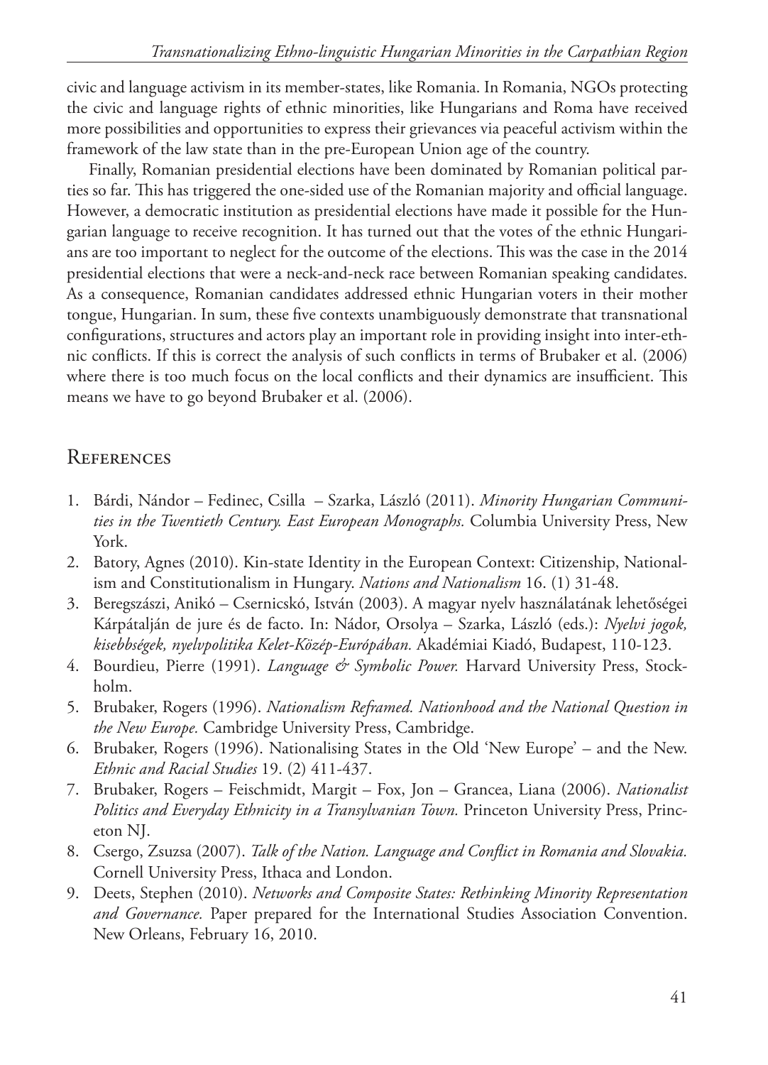civic and language activism in its member-states, like Romania. In Romania, NGOs protecting the civic and language rights of ethnic minorities, like Hungarians and Roma have received more possibilities and opportunities to express their grievances via peaceful activism within the framework of the law state than in the pre-European Union age of the country.

Finally, Romanian presidential elections have been dominated by Romanian political parties so far. This has triggered the one-sided use of the Romanian majority and official language. However, a democratic institution as presidential elections have made it possible for the Hungarian language to receive recognition. It has turned out that the votes of the ethnic Hungarians are too important to neglect for the outcome of the elections. This was the case in the 2014 presidential elections that were a neck-and-neck race between Romanian speaking candidates. As a consequence, Romanian candidates addressed ethnic Hungarian voters in their mother tongue, Hungarian. In sum, these five contexts unambiguously demonstrate that transnational configurations, structures and actors play an important role in providing insight into inter-ethnic conflicts. If this is correct the analysis of such conflicts in terms of Brubaker et al. (2006) where there is too much focus on the local conflicts and their dynamics are insufficient. This means we have to go beyond Brubaker et al. (2006).

## References

1. Bárdi, Nándor – Fedinec, Csilla – Szarka, László (2011). *Minority Hungarian Communities in the Twentieth Century. East European Monographs.* Columbia University Press, New York.
2. Batory, Agnes (2010). Kin-state Identity in the European Context: Citizenship, Nationalism and Constitutionalism in Hungary. *Nations and Nationalism* 16. (1) 31-48.
3. Beregszászi, Anikó – Csernicskó, István (2003). A magyar nyelv használatának lehetőségei Kárpátalján de jure és de facto. In: Nádor, Orsolya – Szarka, László (eds.): *Nyelvi jogok, kisebbségek, nyelvpolitika Kelet-Közép-Európában.* Akadémiai Kiadó, Budapest, 110-123.
4. Bourdieu, Pierre (1991). *Language & Symbolic Power.* Harvard University Press, Stockholm.
5. Brubaker, Rogers (1996). *Nationalism Reframed. Nationhood and the National Question in the New Europe.* Cambridge University Press, Cambridge.
6. Brubaker, Rogers (1996). Nationalising States in the Old 'New Europe' – and the New. *Ethnic and Racial Studies* 19. (2) 411-437.
7. Brubaker, Rogers – Feischmidt, Margit – Fox, Jon – Grancea, Liana (2006). *Nationalist Politics and Everyday Ethnicity in a Transylvanian Town.* Princeton University Press, Princeton NJ.
8. Csergo, Zsuzsa (2007). *Talk of the Nation. Language and Conflict in Romania and Slovakia.* Cornell University Press, Ithaca and London.
9. Deets, Stephen (2010). *Networks and Composite States: Rethinking Minority Representation and Governance.* Paper prepared for the International Studies Association Convention. New Orleans, February 16, 2010.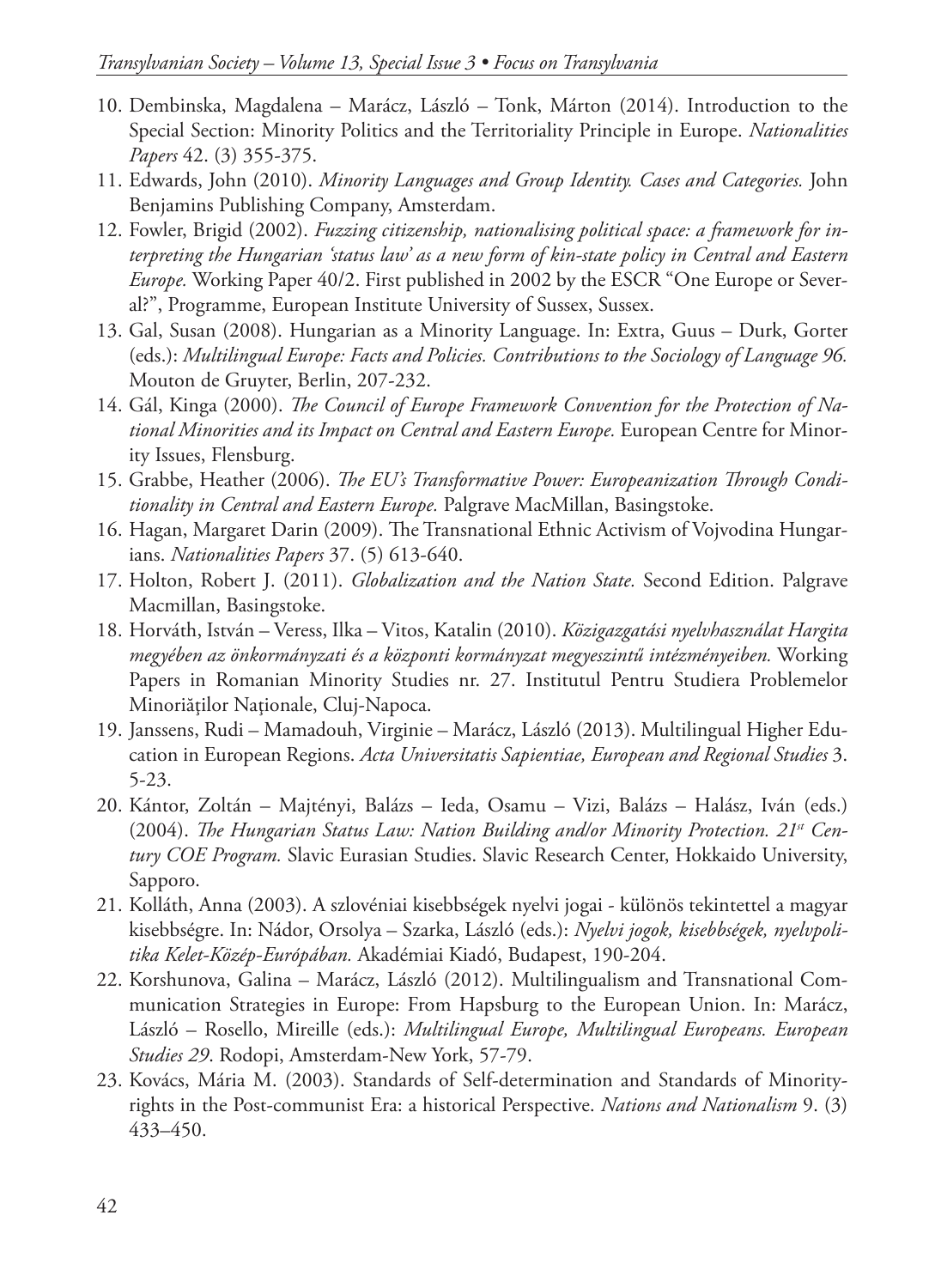10. Dembinska, Magdalena – Marácz, László – Tonk, Márton (2014). Introduction to the Special Section: Minority Politics and the Territoriality Principle in Europe. *Nationalities Papers* 42. (3) 355-375.
11. Edwards, John (2010). *Minority Languages and Group Identity. Cases and Categories.* John Benjamins Publishing Company, Amsterdam.
12. Fowler, Brigid (2002). *Fuzzing citizenship, nationalising political space: a framework for interpreting the Hungarian 'status law' as a new form of kin-state policy in Central and Eastern Europe.* Working Paper 40/2. First published in 2002 by the ESCR "One Europe or Several?", Programme, European Institute University of Sussex, Sussex.
13. Gal, Susan (2008). Hungarian as a Minority Language. In: Extra, Guus – Durk, Gorter (eds.): *Multilingual Europe: Facts and Policies. Contributions to the Sociology of Language 96.* Mouton de Gruyter, Berlin, 207-232.
14. Gál, Kinga (2000). *The Council of Europe Framework Convention for the Protection of National Minorities and its Impact on Central and Eastern Europe.* European Centre for Minority Issues, Flensburg.
15. Grabbe, Heather (2006). *The EU's Transformative Power: Europeanization Through Conditionality in Central and Eastern Europe.* Palgrave MacMillan, Basingstoke.
16. Hagan, Margaret Darin (2009). The Transnational Ethnic Activism of Vojvodina Hungarians. *Nationalities Papers* 37. (5) 613-640.
17. Holton, Robert J. (2011). *Globalization and the Nation State.* Second Edition. Palgrave Macmillan, Basingstoke.
18. Horváth, István – Veress, Ilka – Vitos, Katalin (2010). *Közigazgatási nyelvhasználat Hargita megyében az önkormányzati és a központi kormányzat megyeszintű intézményeiben.* Working Papers in Romanian Minority Studies nr. 27. Institutul Pentru Studiera Problemelor Minoriăţilor Naţionale, Cluj-Napoca.
19. Janssens, Rudi – Mamadouh, Virginie – Marácz, László (2013). Multilingual Higher Education in European Regions. *Acta Universitatis Sapientiae, European and Regional Studies* 3. 5-23.
20. Kántor, Zoltán – Majtényi, Balázs – Ieda, Osamu – Vizi, Balázs – Halász, Iván (eds.) (2004). *The Hungarian Status Law: Nation Building and/or Minority Protection. 21st Century COE Program.* Slavic Eurasian Studies. Slavic Research Center, Hokkaido University, Sapporo.
21. Kolláth, Anna (2003). A szlovéniai kisebbségek nyelvi jogai - különös tekintettel a magyar kisebbségre. In: Nádor, Orsolya – Szarka, László (eds.): *Nyelvi jogok, kisebbségek, nyelvpolitika Kelet-Közép-Európában.* Akadémiai Kiadó, Budapest, 190-204.
22. Korshunova, Galina – Marácz, László (2012). Multilingualism and Transnational Communication Strategies in Europe: From Hapsburg to the European Union. In: Marácz, László – Rosello, Mireille (eds.): *Multilingual Europe, Multilingual Europeans. European Studies 29*. Rodopi, Amsterdam-New York, 57-79.
23. Kovács, Mária M. (2003). Standards of Self-determination and Standards of Minority-rights in the Post-communist Era: a historical Perspective. *Nations and Nationalism* 9. (3) 433–450.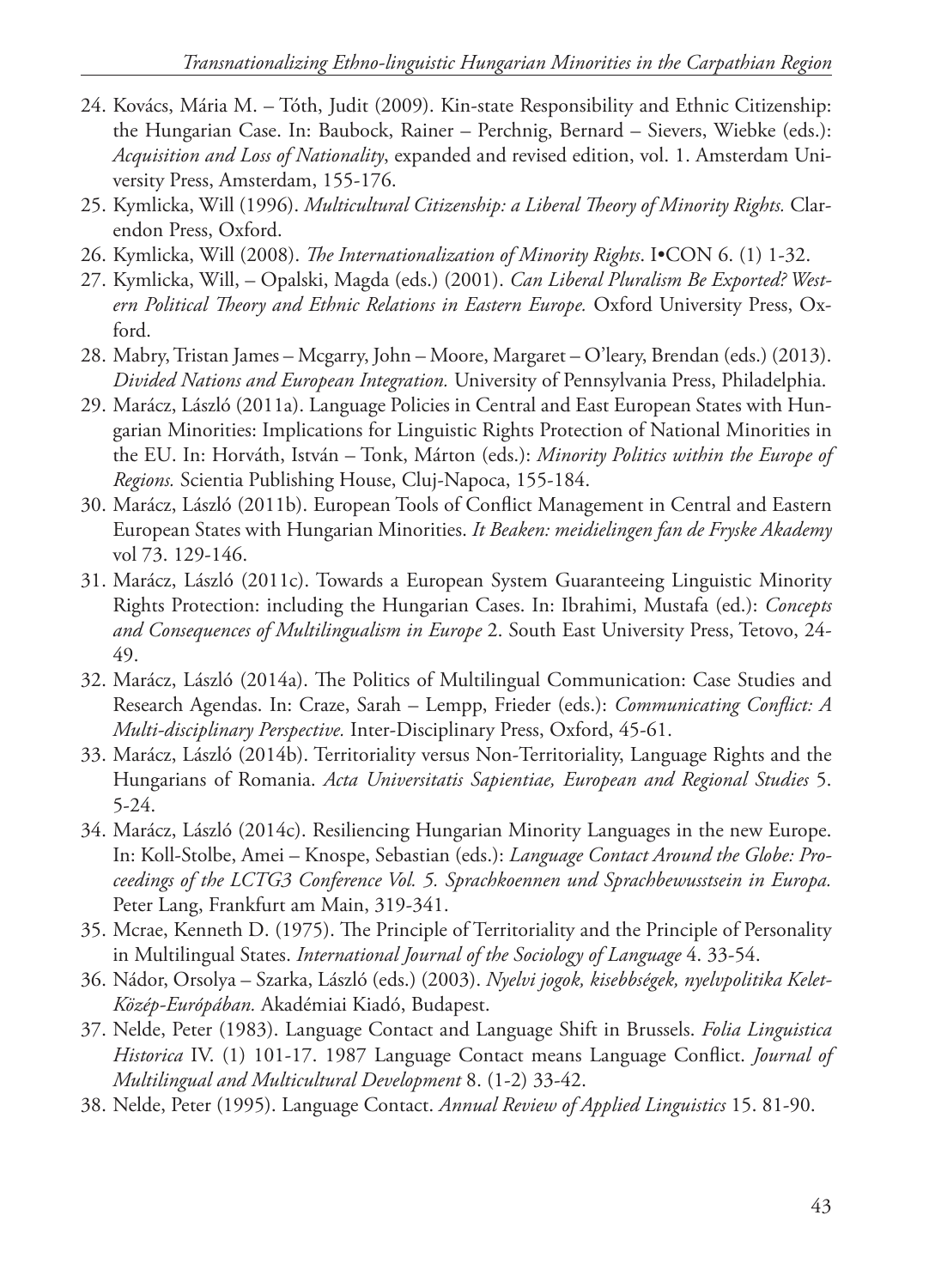24. Kovács, Mária M. – Tóth, Judit (2009). Kin-state Responsibility and Ethnic Citizenship: the Hungarian Case. In: Baubock, Rainer – Perchnig, Bernard – Sievers, Wiebke (eds.): *Acquisition and Loss of Nationality*, expanded and revised edition, vol. 1. Amsterdam University Press, Amsterdam, 155-176.
25. Kymlicka, Will (1996). *Multicultural Citizenship: a Liberal Theory of Minority Rights.* Clarendon Press, Oxford.
26. Kymlicka, Will (2008). *The Internationalization of Minority Rights*. I•CON 6. (1) 1-32.
27. Kymlicka, Will, – Opalski, Magda (eds.) (2001). *Can Liberal Pluralism Be Exported? Western Political Theory and Ethnic Relations in Eastern Europe.* Oxford University Press, Oxford.
28. Mabry, Tristan James – Mcgarry, John – Moore, Margaret – O'leary, Brendan (eds.) (2013). *Divided Nations and European Integration.* University of Pennsylvania Press, Philadelphia.
29. Marácz, László (2011a). Language Policies in Central and East European States with Hungarian Minorities: Implications for Linguistic Rights Protection of National Minorities in the EU. In: Horváth, István – Tonk, Márton (eds.): *Minority Politics within the Europe of Regions.* Scientia Publishing House, Cluj-Napoca, 155-184.
30. Marácz, László (2011b). European Tools of Conflict Management in Central and Eastern European States with Hungarian Minorities. *It Beaken: meidielingen fan de Fryske Akademy* vol 73. 129-146.
31. Marácz, László (2011c). Towards a European System Guaranteeing Linguistic Minority Rights Protection: including the Hungarian Cases. In: Ibrahimi, Mustafa (ed.): *Concepts and Consequences of Multilingualism in Europe* 2. South East University Press, Tetovo, 24-49.
32. Marácz, László (2014a). The Politics of Multilingual Communication: Case Studies and Research Agendas. In: Craze, Sarah – Lempp, Frieder (eds.): *Communicating Conflict: A Multi-disciplinary Perspective.* Inter-Disciplinary Press, Oxford, 45-61.
33. Marácz, László (2014b). Territoriality versus Non-Territoriality, Language Rights and the Hungarians of Romania. *Acta Universitatis Sapientiae, European and Regional Studies* 5. 5-24.
34. Marácz, László (2014c). Resiliencing Hungarian Minority Languages in the new Europe. In: Koll-Stolbe, Amei – Knospe, Sebastian (eds.): *Language Contact Around the Globe: Proceedings of the LCTG3 Conference Vol. 5. Sprachkoennen und Sprachbewusstsein in Europa.* Peter Lang, Frankfurt am Main, 319-341.
35. Mcrae, Kenneth D. (1975). The Principle of Territoriality and the Principle of Personality in Multilingual States. *International Journal of the Sociology of Language* 4. 33-54.
36. Nádor, Orsolya – Szarka, László (eds.) (2003). *Nyelvi jogok, kisebbségek, nyelvpolitika Kelet-Közép-Európában.* Akadémiai Kiadó, Budapest.
37. Nelde, Peter (1983). Language Contact and Language Shift in Brussels. *Folia Linguistica Historica* IV. (1) 101-17. 1987 Language Contact means Language Conflict. *Journal of Multilingual and Multicultural Development* 8. (1-2) 33-42.
38. Nelde, Peter (1995). Language Contact. *Annual Review of Applied Linguistics* 15. 81-90.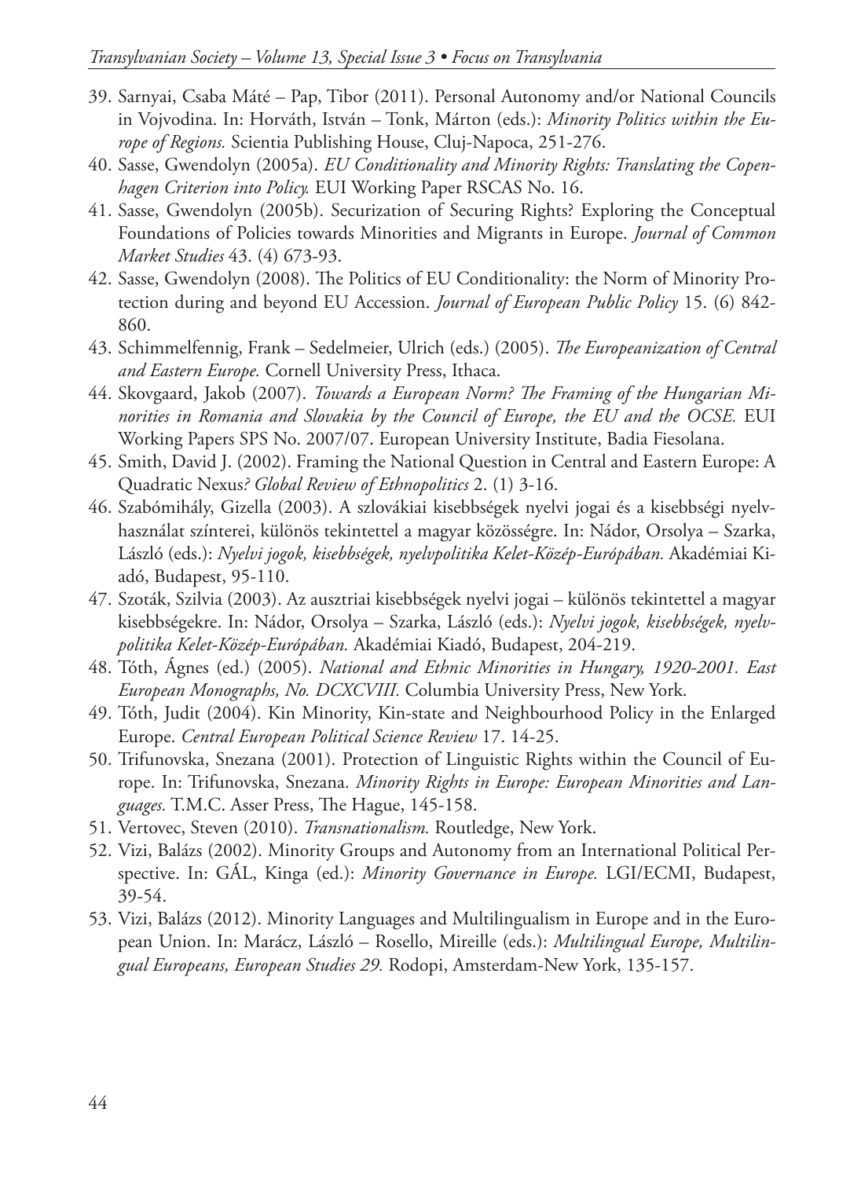39. Sarnyai, Csaba Máté – Pap, Tibor (2011). Personal Autonomy and/or National Councils in Vojvodina. In: Horváth, István – Tonk, Márton (eds.): *Minority Politics within the Europe of Regions.* Scientia Publishing House, Cluj-Napoca, 251-276.
40. Sasse, Gwendolyn (2005a). *EU Conditionality and Minority Rights: Translating the Copenhagen Criterion into Policy.* EUI Working Paper RSCAS No. 16.
41. Sasse, Gwendolyn (2005b). Securization of Securing Rights? Exploring the Conceptual Foundations of Policies towards Minorities and Migrants in Europe. *Journal of Common Market Studies* 43. (4) 673-93.
42. Sasse, Gwendolyn (2008). The Politics of EU Conditionality: the Norm of Minority Protection during and beyond EU Accession. *Journal of European Public Policy* 15. (6) 842-860.
43. Schimmelfennig, Frank – Sedelmeier, Ulrich (eds.) (2005). *The Europeanization of Central and Eastern Europe.* Cornell University Press, Ithaca.
44. Skovgaard, Jakob (2007). *Towards a European Norm? The Framing of the Hungarian Minorities in Romania and Slovakia by the Council of Europe, the EU and the OCSE.* EUI Working Papers SPS No. 2007/07. European University Institute, Badia Fiesolana.
45. Smith, David J. (2002). Framing the National Question in Central and Eastern Europe: A Quadratic Nexus*? Global Review of Ethnopolitics* 2. (1) 3-16.
46. Szabómihály, Gizella (2003). A szlovákiai kisebbségek nyelvi jogai és a kisebbségi nyelvhasználat színterei, különös tekintettel a magyar közösségre. In: Nádor, Orsolya – Szarka, László (eds.): *Nyelvi jogok, kisebbségek, nyelvpolitika Kelet-Közép-Európában.* Akadémiai Kiadó, Budapest, 95-110.
47. Szoták, Szilvia (2003). Az ausztriai kisebbségek nyelvi jogai – különös tekintettel a magyar kisebbségekre. In: Nádor, Orsolya – Szarka, László (eds.): *Nyelvi jogok, kisebbségek, nyelvpolitika Kelet-Közép-Európában.* Akadémiai Kiadó, Budapest, 204-219.
48. Tóth, Ágnes (ed.) (2005). *National and Ethnic Minorities in Hungary, 1920-2001. East European Monographs, No. DCXCVIII.* Columbia University Press, New York.
49. Tóth, Judit (2004). Kin Minority, Kin-state and Neighbourhood Policy in the Enlarged Europe. *Central European Political Science Review* 17. 14-25.
50. Trifunovska, Snezana (2001). Protection of Linguistic Rights within the Council of Europe. In: Trifunovska, Snezana. *Minority Rights in Europe: European Minorities and Languages.* T.M.C. Asser Press, The Hague, 145-158.
51. Vertovec, Steven (2010). *Transnationalism.* Routledge, New York.
52. Vizi, Balázs (2002). Minority Groups and Autonomy from an International Political Perspective. In: GÁL, Kinga (ed.): *Minority Governance in Europe.* LGI/ECMI, Budapest, 39-54.
53. Vizi, Balázs (2012). Minority Languages and Multilingualism in Europe and in the European Union. In: Marácz, László – Rosello, Mireille (eds.): *Multilingual Europe, Multilingual Europeans, European Studies 29.* Rodopi, Amsterdam-New York, 135-157.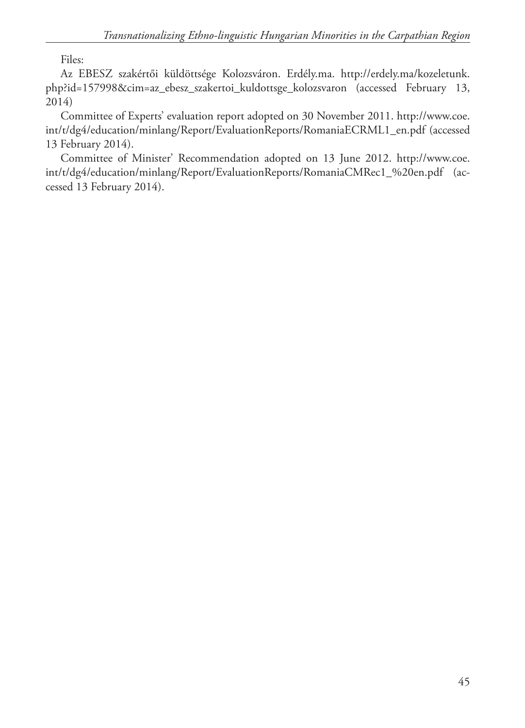Files:

Az EBESZ szakértői küldöttsége Kolozsváron. Erdély.ma. http://erdely.ma/kozeletunk.php?id=157998&cim=az_ebesz_szakertoi_kuldottsge_kolozsvaron (accessed February 13, 2014)

Committee of Experts' evaluation report adopted on 30 November 2011. http://www.coe.int/t/dg4/education/minlang/Report/EvaluationReports/RomaniaECRML1_en.pdf (accessed 13 February 2014).

Committee of Minister' Recommendation adopted on 13 June 2012. http://www.coe.int/t/dg4/education/minlang/Report/EvaluationReports/RomaniaCMRec1_%20en.pdf (accessed 13 February 2014).